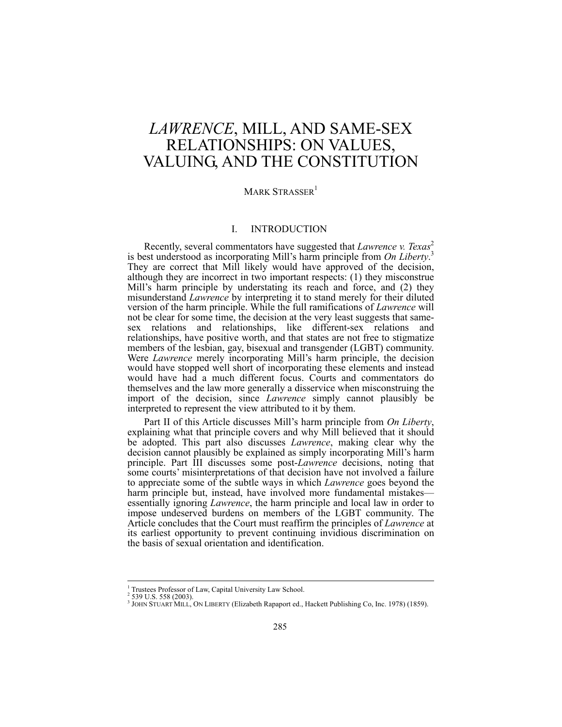# *LAWRENCE*, MILL, AND SAME-SEX RELATIONSHIPS: ON VALUES, VALUING, AND THE CONSTITUTION

MARK STRASSER[1]

## I. INTRODUCTION

Recently, several commentators have suggested that *Lawrence v. Texas*[2] is best understood as incorporating Mill's harm principle from *On Liberty*.[3] They are correct that Mill likely would have approved of the decision, although they are incorrect in two important respects: (1) they misconstrue Mill's harm principle by understating its reach and force, and (2) they misunderstand *Lawrence* by interpreting it to stand merely for their diluted version of the harm principle. While the full ramifications of *Lawrence* will not be clear for some time, the decision at the very least suggests that same-sex relations and relationships, like different-sex relations and relationships, have positive worth, and that states are not free to stigmatize members of the lesbian, gay, bisexual and transgender (LGBT) community. Were *Lawrence* merely incorporating Mill's harm principle, the decision would have stopped well short of incorporating these elements and instead would have had a much different focus. Courts and commentators do themselves and the law more generally a disservice when misconstruing the import of the decision, since *Lawrence* simply cannot plausibly be interpreted to represent the view attributed to it by them.

Part II of this Article discusses Mill's harm principle from *On Liberty*, explaining what that principle covers and why Mill believed that it should be adopted. This part also discusses *Lawrence*, making clear why the decision cannot plausibly be explained as simply incorporating Mill's harm principle. Part III discusses some post-*Lawrence* decisions, noting that some courts' misinterpretations of that decision have not involved a failure to appreciate some of the subtle ways in which *Lawrence* goes beyond the harm principle but, instead, have involved more fundamental mistakes—essentially ignoring *Lawrence*, the harm principle and local law in order to impose undeserved burdens on members of the LGBT community. The Article concludes that the Court must reaffirm the principles of *Lawrence* at its earliest opportunity to prevent continuing invidious discrimination on the basis of sexual orientation and identification.

---

[1] Trustees Professor of Law, Capital University Law School.
[2] 539 U.S. 558 (2003).
[3] JOHN STUART MILL, ON LIBERTY (Elizabeth Rapaport ed., Hackett Publishing Co, Inc. 1978) (1859).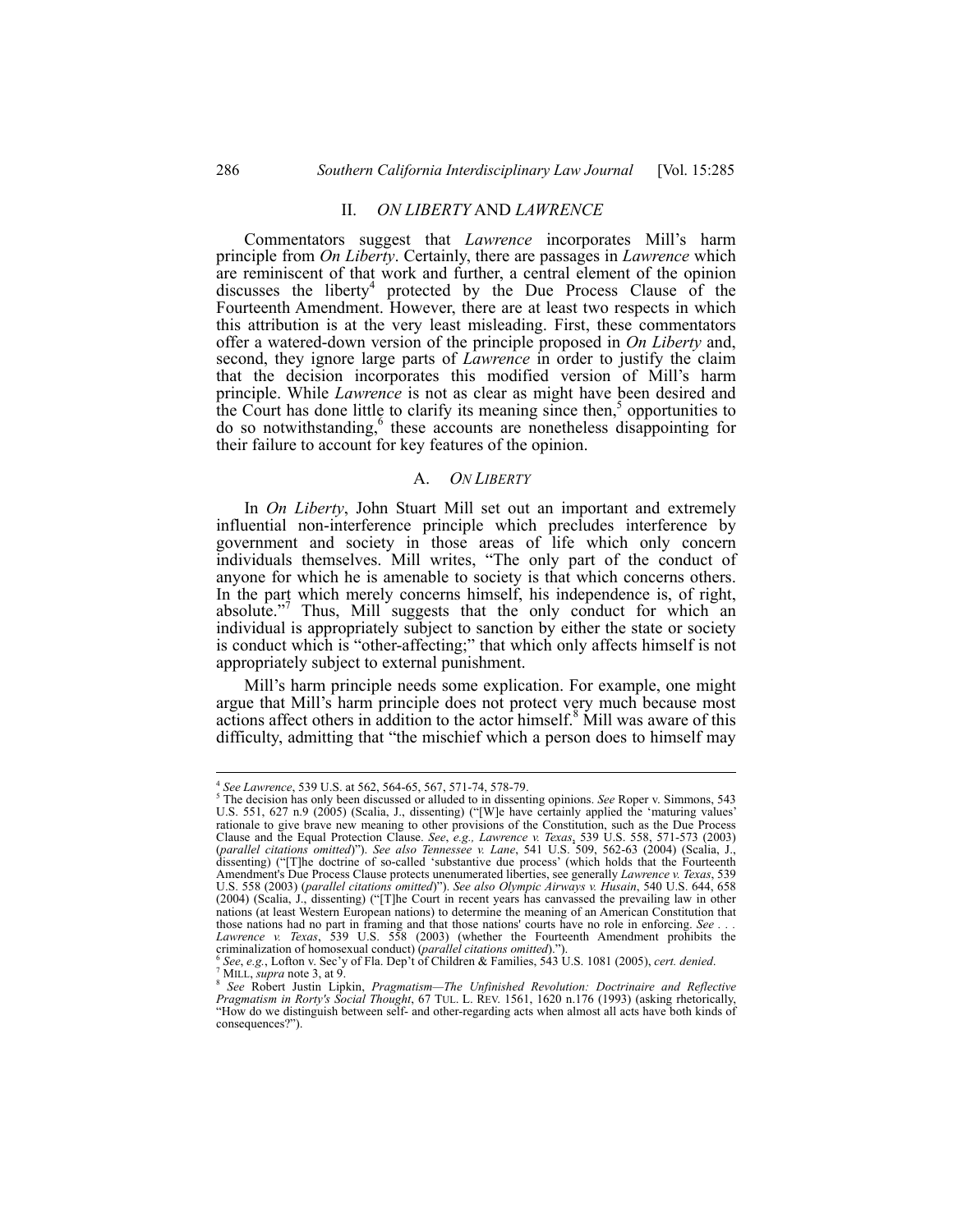## II. *ON LIBERTY* AND *LAWRENCE*

Commentators suggest that *Lawrence* incorporates Mill's harm principle from *On Liberty*. Certainly, there are passages in *Lawrence* which are reminiscent of that work and further, a central element of the opinion discusses the liberty[4] protected by the Due Process Clause of the Fourteenth Amendment. However, there are at least two respects in which this attribution is at the very least misleading. First, these commentators offer a watered-down version of the principle proposed in *On Liberty* and, second, they ignore large parts of *Lawrence* in order to justify the claim that the decision incorporates this modified version of Mill's harm principle. While *Lawrence* is not as clear as might have been desired and the Court has done little to clarify its meaning since then,[5] opportunities to do so notwithstanding,[6] these accounts are nonetheless disappointing for their failure to account for key features of the opinion.

### A. *ON LIBERTY*

In *On Liberty*, John Stuart Mill set out an important and extremely influential non-interference principle which precludes interference by government and society in those areas of life which only concern individuals themselves. Mill writes, "The only part of the conduct of anyone for which he is amenable to society is that which concerns others. In the part which merely concerns himself, his independence is, of right, absolute."[7] Thus, Mill suggests that the only conduct for which an individual is appropriately subject to sanction by either the state or society is conduct which is "other-affecting;" that which only affects himself is not appropriately subject to external punishment.

Mill's harm principle needs some explication. For example, one might argue that Mill's harm principle does not protect very much because most actions affect others in addition to the actor himself.[8] Mill was aware of this difficulty, admitting that "the mischief which a person does to himself may

---

[4] *See Lawrence*, 539 U.S. at 562, 564-65, 567, 571-74, 578-79.

[5] The decision has only been discussed or alluded to in dissenting opinions. *See* Roper v. Simmons, 543 U.S. 551, 627 n.9 (2005) (Scalia, J., dissenting) ("[W]e have certainly applied the 'maturing values' rationale to give brave new meaning to other provisions of the Constitution, such as the Due Process Clause and the Equal Protection Clause. *See*, *e.g., Lawrence v. Texas*, 539 U.S. 558, 571-573 (2003) (*parallel citations omitted*)"). *See also Tennessee v. Lane*, 541 U.S. 509, 562-63 (2004) (Scalia, J., dissenting) ("[T]he doctrine of so-called 'substantive due process' (which holds that the Fourteenth Amendment's Due Process Clause protects unenumerated liberties, see generally *Lawrence v. Texas*, 539 U.S. 558 (2003) (*parallel citations omitted*)"). *See also Olympic Airways v. Husain*, 540 U.S. 644, 658 (2004) (Scalia, J., dissenting) ("[T]he Court in recent years has canvassed the prevailing law in other nations (at least Western European nations) to determine the meaning of an American Constitution that those nations had no part in framing and that those nations' courts have no role in enforcing. *See* . . . *Lawrence v. Texas*, 539 U.S. 558 (2003) (whether the Fourteenth Amendment prohibits the criminalization of homosexual conduct) (*parallel citations omitted*).").

[6] *See*, *e.g.*, Lofton v. Sec'y of Fla. Dep't of Children & Families, 543 U.S. 1081 (2005), *cert. denied*.

[7] MILL, *supra* note 3, at 9.

[8] *See* Robert Justin Lipkin, *Pragmatism—The Unfinished Revolution: Doctrinaire and Reflective Pragmatism in Rorty's Social Thought*, 67 TUL. L. REV. 1561, 1620 n.176 (1993) (asking rhetorically, "How do we distinguish between self- and other-regarding acts when almost all acts have both kinds of consequences?").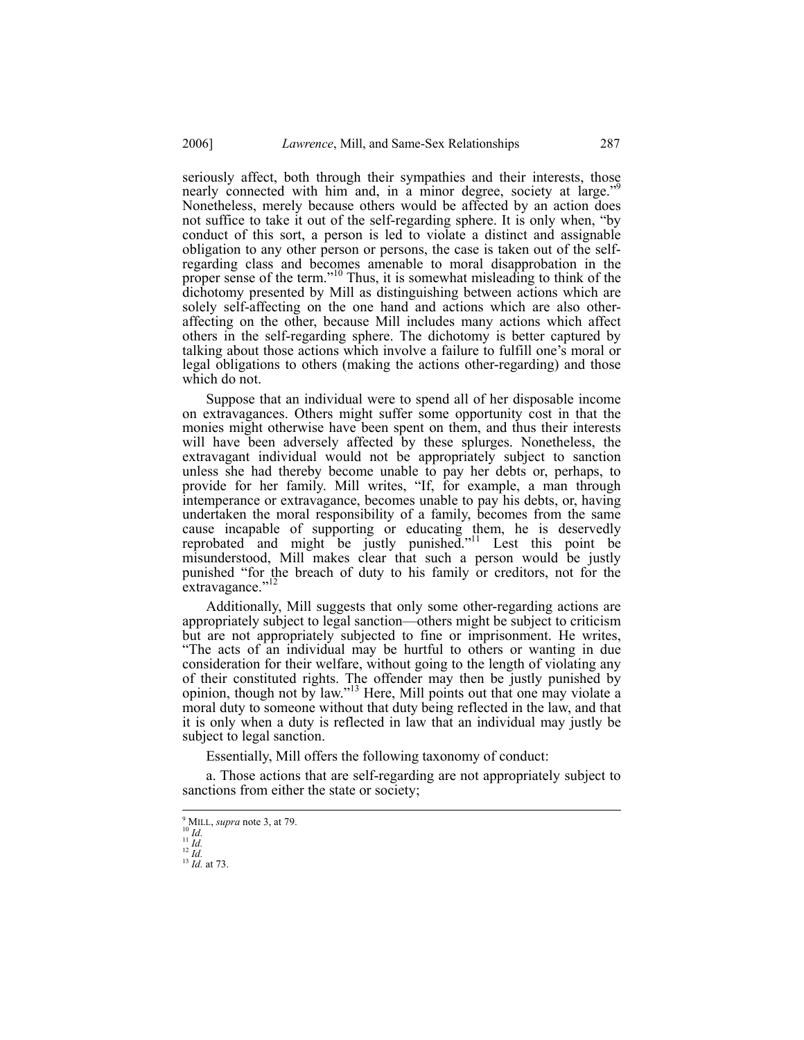seriously affect, both through their sympathies and their interests, those nearly connected with him and, in a minor degree, society at large."[9] Nonetheless, merely because others would be affected by an action does not suffice to take it out of the self-regarding sphere. It is only when, "by conduct of this sort, a person is led to violate a distinct and assignable obligation to any other person or persons, the case is taken out of the self-regarding class and becomes amenable to moral disapprobation in the proper sense of the term."[10] Thus, it is somewhat misleading to think of the dichotomy presented by Mill as distinguishing between actions which are solely self-affecting on the one hand and actions which are also other-affecting on the other, because Mill includes many actions which affect others in the self-regarding sphere. The dichotomy is better captured by talking about those actions which involve a failure to fulfill one's moral or legal obligations to others (making the actions other-regarding) and those which do not.

Suppose that an individual were to spend all of her disposable income on extravagances. Others might suffer some opportunity cost in that the monies might otherwise have been spent on them, and thus their interests will have been adversely affected by these splurges. Nonetheless, the extravagant individual would not be appropriately subject to sanction unless she had thereby become unable to pay her debts or, perhaps, to provide for her family. Mill writes, "If, for example, a man through intemperance or extravagance, becomes unable to pay his debts, or, having undertaken the moral responsibility of a family, becomes from the same cause incapable of supporting or educating them, he is deservedly reprobated and might be justly punished."[11] Lest this point be misunderstood, Mill makes clear that such a person would be justly punished "for the breach of duty to his family or creditors, not for the extravagance."[12]

Additionally, Mill suggests that only some other-regarding actions are appropriately subject to legal sanction—others might be subject to criticism but are not appropriately subjected to fine or imprisonment. He writes, "The acts of an individual may be hurtful to others or wanting in due consideration for their welfare, without going to the length of violating any of their constituted rights. The offender may then be justly punished by opinion, though not by law."[13] Here, Mill points out that one may violate a moral duty to someone without that duty being reflected in the law, and that it is only when a duty is reflected in law that an individual may justly be subject to legal sanction.

Essentially, Mill offers the following taxonomy of conduct:

a. Those actions that are self-regarding are not appropriately subject to sanctions from either the state or society;

---

[9] MILL, *supra* note 3, at 79.
[10] *Id.*
[11] *Id.*
[12] *Id.*
[13] *Id.* at 73.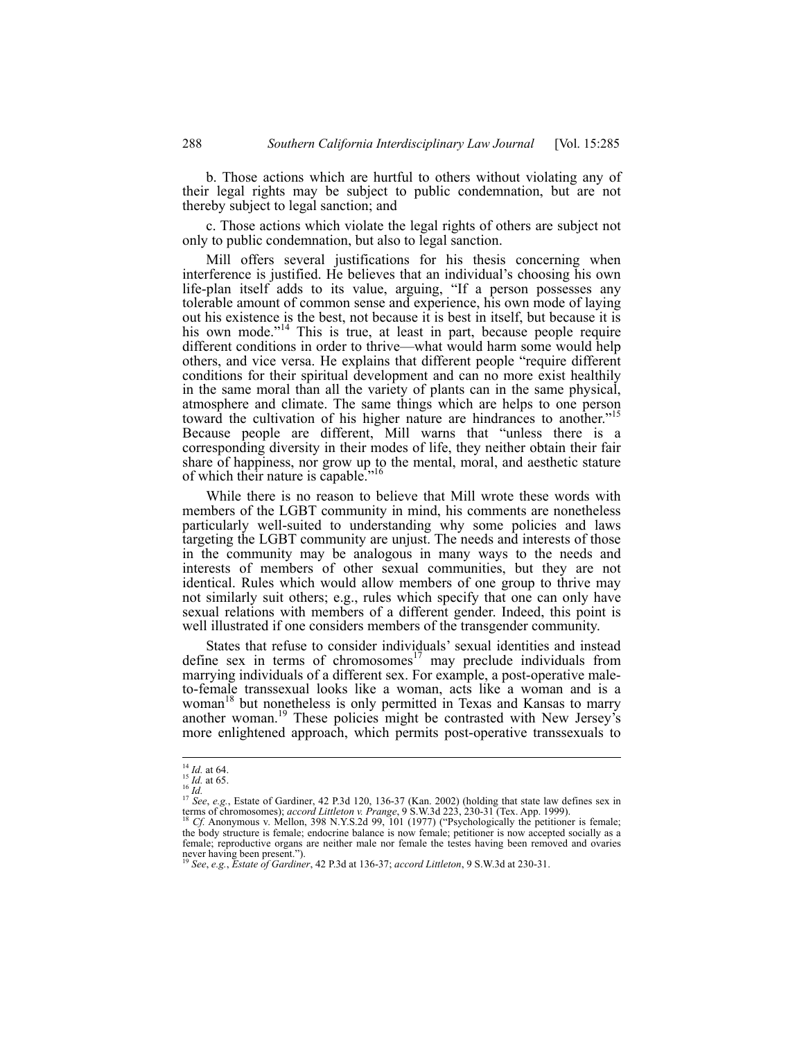b. Those actions which are hurtful to others without violating any of their legal rights may be subject to public condemnation, but are not thereby subject to legal sanction; and

c. Those actions which violate the legal rights of others are subject not only to public condemnation, but also to legal sanction.

Mill offers several justifications for his thesis concerning when interference is justified. He believes that an individual's choosing his own life-plan itself adds to its value, arguing, "If a person possesses any tolerable amount of common sense and experience, his own mode of laying out his existence is the best, not because it is best in itself, but because it is his own mode."[14] This is true, at least in part, because people require different conditions in order to thrive—what would harm some would help others, and vice versa. He explains that different people "require different conditions for their spiritual development and can no more exist healthily in the same moral than all the variety of plants can in the same physical, atmosphere and climate. The same things which are helps to one person toward the cultivation of his higher nature are hindrances to another."[15] Because people are different, Mill warns that "unless there is a corresponding diversity in their modes of life, they neither obtain their fair share of happiness, nor grow up to the mental, moral, and aesthetic stature of which their nature is capable."[16]

While there is no reason to believe that Mill wrote these words with members of the LGBT community in mind, his comments are nonetheless particularly well-suited to understanding why some policies and laws targeting the LGBT community are unjust. The needs and interests of those in the community may be analogous in many ways to the needs and interests of members of other sexual communities, but they are not identical. Rules which would allow members of one group to thrive may not similarly suit others; e.g., rules which specify that one can only have sexual relations with members of a different gender. Indeed, this point is well illustrated if one considers members of the transgender community.

States that refuse to consider individuals' sexual identities and instead define sex in terms of chromosomes[17] may preclude individuals from marrying individuals of a different sex. For example, a post-operative male-to-female transsexual looks like a woman, acts like a woman and is a woman[18] but nonetheless is only permitted in Texas and Kansas to marry another woman.[19] These policies might be contrasted with New Jersey's more enlightened approach, which permits post-operative transsexuals to

---

[14] *Id.* at 64.

[15] *Id.* at 65.

[16] *Id.*

[17] *See*, *e.g.*, Estate of Gardiner, 42 P.3d 120, 136-37 (Kan. 2002) (holding that state law defines sex in terms of chromosomes); *accord Littleton v. Prange*, 9 S.W.3d 223, 230-31 (Tex. App. 1999).

[18] *Cf.* Anonymous v. Mellon, 398 N.Y.S.2d 99, 101 (1977) ("Psychologically the petitioner is female; the body structure is female; endocrine balance is now female; petitioner is now accepted socially as a female; reproductive organs are neither male nor female the testes having been removed and ovaries never having been present.").

[19] *See*, *e.g.*, *Estate of Gardiner*, 42 P.3d at 136-37; *accord Littleton*, 9 S.W.3d at 230-31.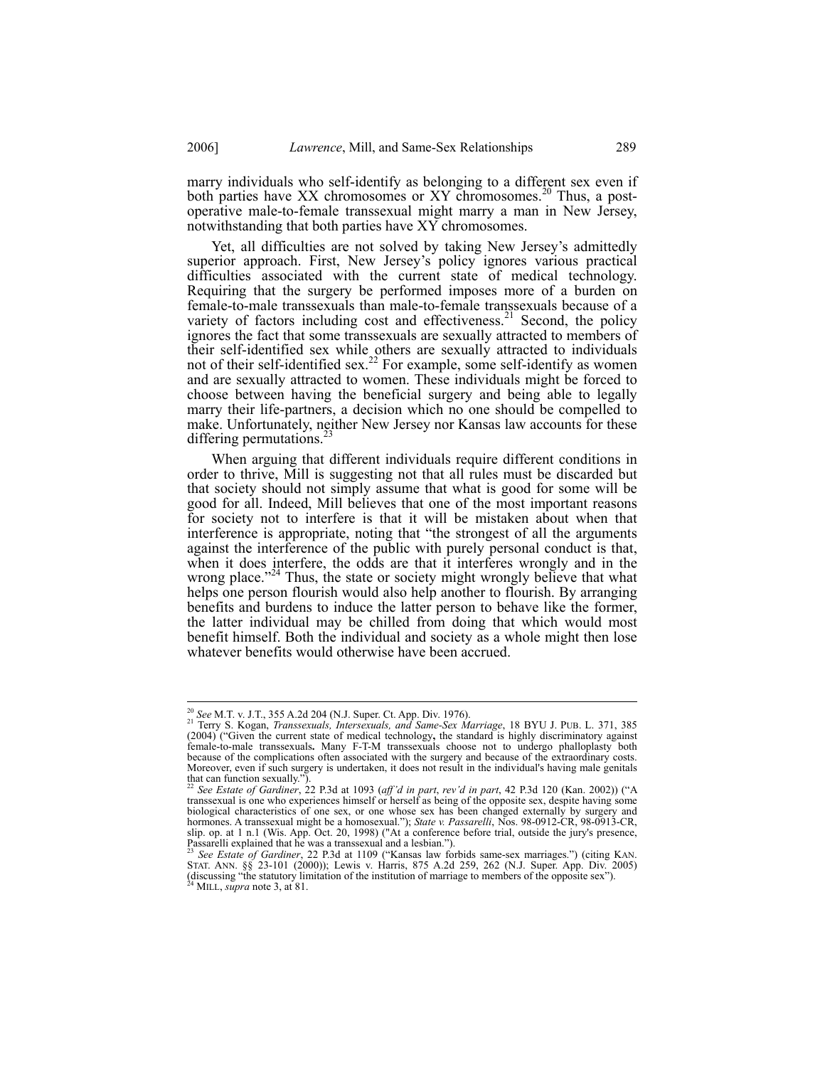marry individuals who self-identify as belonging to a different sex even if both parties have XX chromosomes or XY chromosomes.[20] Thus, a post-operative male-to-female transsexual might marry a man in New Jersey, notwithstanding that both parties have XY chromosomes.

Yet, all difficulties are not solved by taking New Jersey's admittedly superior approach. First, New Jersey's policy ignores various practical difficulties associated with the current state of medical technology. Requiring that the surgery be performed imposes more of a burden on female-to-male transsexuals than male-to-female transsexuals because of a variety of factors including cost and effectiveness.[21] Second, the policy ignores the fact that some transsexuals are sexually attracted to members of their self-identified sex while others are sexually attracted to individuals not of their self-identified sex.[22] For example, some self-identify as women and are sexually attracted to women. These individuals might be forced to choose between having the beneficial surgery and being able to legally marry their life-partners, a decision which no one should be compelled to make. Unfortunately, neither New Jersey nor Kansas law accounts for these differing permutations.[23]

When arguing that different individuals require different conditions in order to thrive, Mill is suggesting not that all rules must be discarded but that society should not simply assume that what is good for some will be good for all. Indeed, Mill believes that one of the most important reasons for society not to interfere is that it will be mistaken about when that interference is appropriate, noting that "the strongest of all the arguments against the interference of the public with purely personal conduct is that, when it does interfere, the odds are that it interferes wrongly and in the wrong place."[24] Thus, the state or society might wrongly believe that what helps one person flourish would also help another to flourish. By arranging benefits and burdens to induce the latter person to behave like the former, the latter individual may be chilled from doing that which would most benefit himself. Both the individual and society as a whole might then lose whatever benefits would otherwise have been accrued.

---

[20] *See* M.T. v. J.T., 355 A.2d 204 (N.J. Super. Ct. App. Div. 1976).

[21] Terry S. Kogan, *Transsexuals, Intersexuals, and Same-Sex Marriage*, 18 BYU J. PUB. L. 371, 385 (2004) ("Given the current state of medical technology**,** the standard is highly discriminatory against female-to-male transsexuals**.** Many F-T-M transsexuals choose not to undergo phalloplasty both because of the complications often associated with the surgery and because of the extraordinary costs. Moreover, even if such surgery is undertaken, it does not result in the individual's having male genitals that can function sexually.").

[22] *See Estate of Gardiner*, 22 P.3d at 1093 (*aff'd in part*, *rev'd in part*, 42 P.3d 120 (Kan. 2002)) ("A transsexual is one who experiences himself or herself as being of the opposite sex, despite having some biological characteristics of one sex, or one whose sex has been changed externally by surgery and hormones. A transsexual might be a homosexual."); *State v. Passarelli*, Nos. 98-0912-CR, 98-0913-CR, slip. op. at 1 n.1 (Wis. App. Oct. 20, 1998) ("At a conference before trial, outside the jury's presence, Passarelli explained that he was a transsexual and a lesbian.").

[23] *See Estate of Gardiner*, 22 P.3d at 1109 ("Kansas law forbids same-sex marriages.") (citing KAN. STAT. ANN. §§ 23-101 (2000)); Lewis v. Harris, 875 A.2d 259, 262 (N.J. Super. App. Div. 2005) (discussing "the statutory limitation of the institution of marriage to members of the opposite sex").

[24] MILL, *supra* note 3, at 81.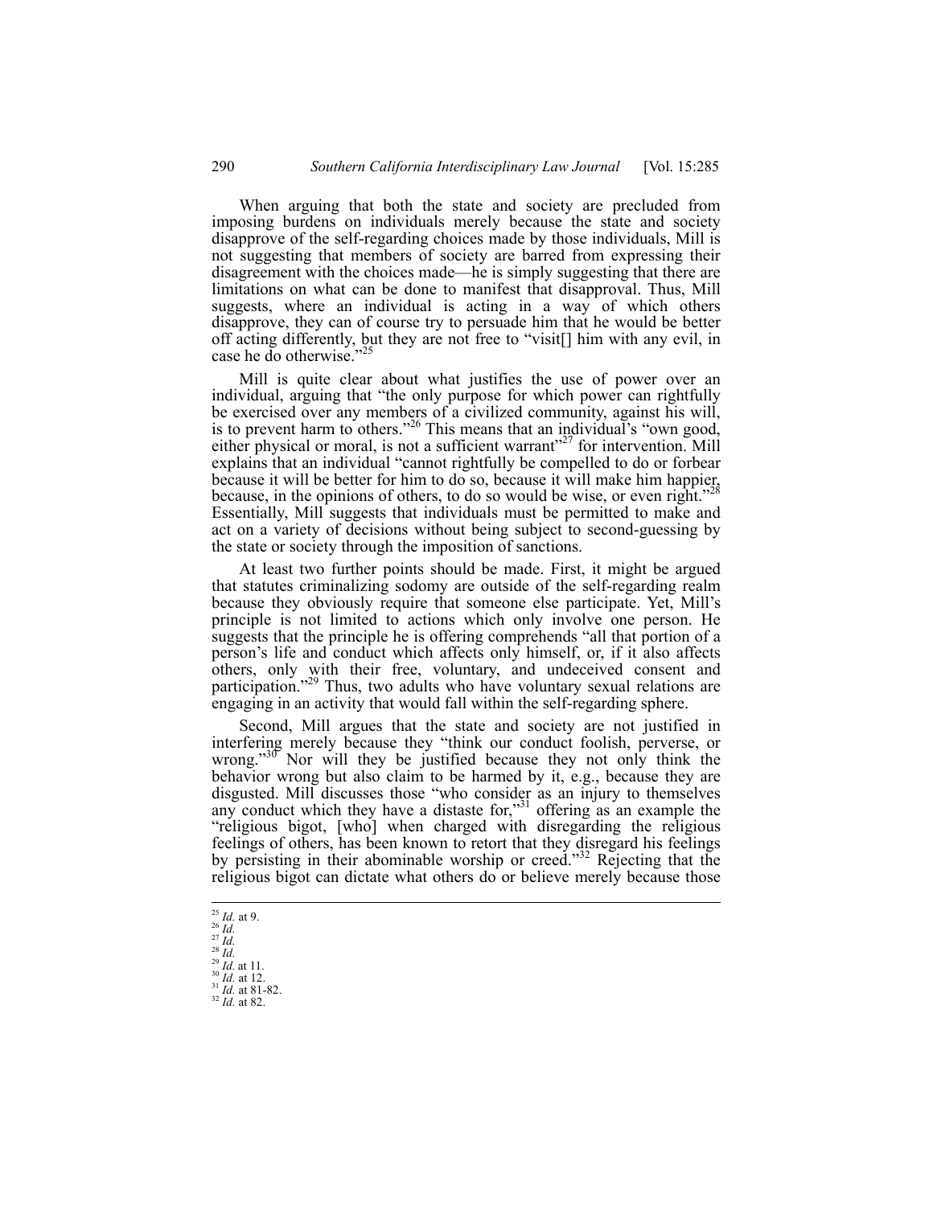When arguing that both the state and society are precluded from imposing burdens on individuals merely because the state and society disapprove of the self-regarding choices made by those individuals, Mill is not suggesting that members of society are barred from expressing their disagreement with the choices made—he is simply suggesting that there are limitations on what can be done to manifest that disapproval. Thus, Mill suggests, where an individual is acting in a way of which others disapprove, they can of course try to persuade him that he would be better off acting differently, but they are not free to "visit[] him with any evil, in case he do otherwise."[25]

Mill is quite clear about what justifies the use of power over an individual, arguing that "the only purpose for which power can rightfully be exercised over any members of a civilized community, against his will, is to prevent harm to others."[26] This means that an individual's "own good, either physical or moral, is not a sufficient warrant"[27] for intervention. Mill explains that an individual "cannot rightfully be compelled to do or forbear because it will be better for him to do so, because it will make him happier, because, in the opinions of others, to do so would be wise, or even right."[28] Essentially, Mill suggests that individuals must be permitted to make and act on a variety of decisions without being subject to second-guessing by the state or society through the imposition of sanctions.

At least two further points should be made. First, it might be argued that statutes criminalizing sodomy are outside of the self-regarding realm because they obviously require that someone else participate. Yet, Mill's principle is not limited to actions which only involve one person. He suggests that the principle he is offering comprehends "all that portion of a person's life and conduct which affects only himself, or, if it also affects others, only with their free, voluntary, and undeceived consent and participation."[29] Thus, two adults who have voluntary sexual relations are engaging in an activity that would fall within the self-regarding sphere.

Second, Mill argues that the state and society are not justified in interfering merely because they "think our conduct foolish, perverse, or wrong."[30] Nor will they be justified because they not only think the behavior wrong but also claim to be harmed by it, e.g., because they are disgusted. Mill discusses those "who consider as an injury to themselves any conduct which they have a distaste for,"[31] offering as an example the "religious bigot, [who] when charged with disregarding the religious feelings of others, has been known to retort that they disregard his feelings by persisting in their abominable worship or creed."[32] Rejecting that the religious bigot can dictate what others do or believe merely because those

---

[25] *Id.* at 9.
[26] *Id.*
[27] *Id.*
[28] *Id.*
[29] *Id.* at 11.
[30] *Id.* at 12.
[31] *Id.* at 81-82.
[32] *Id.* at 82.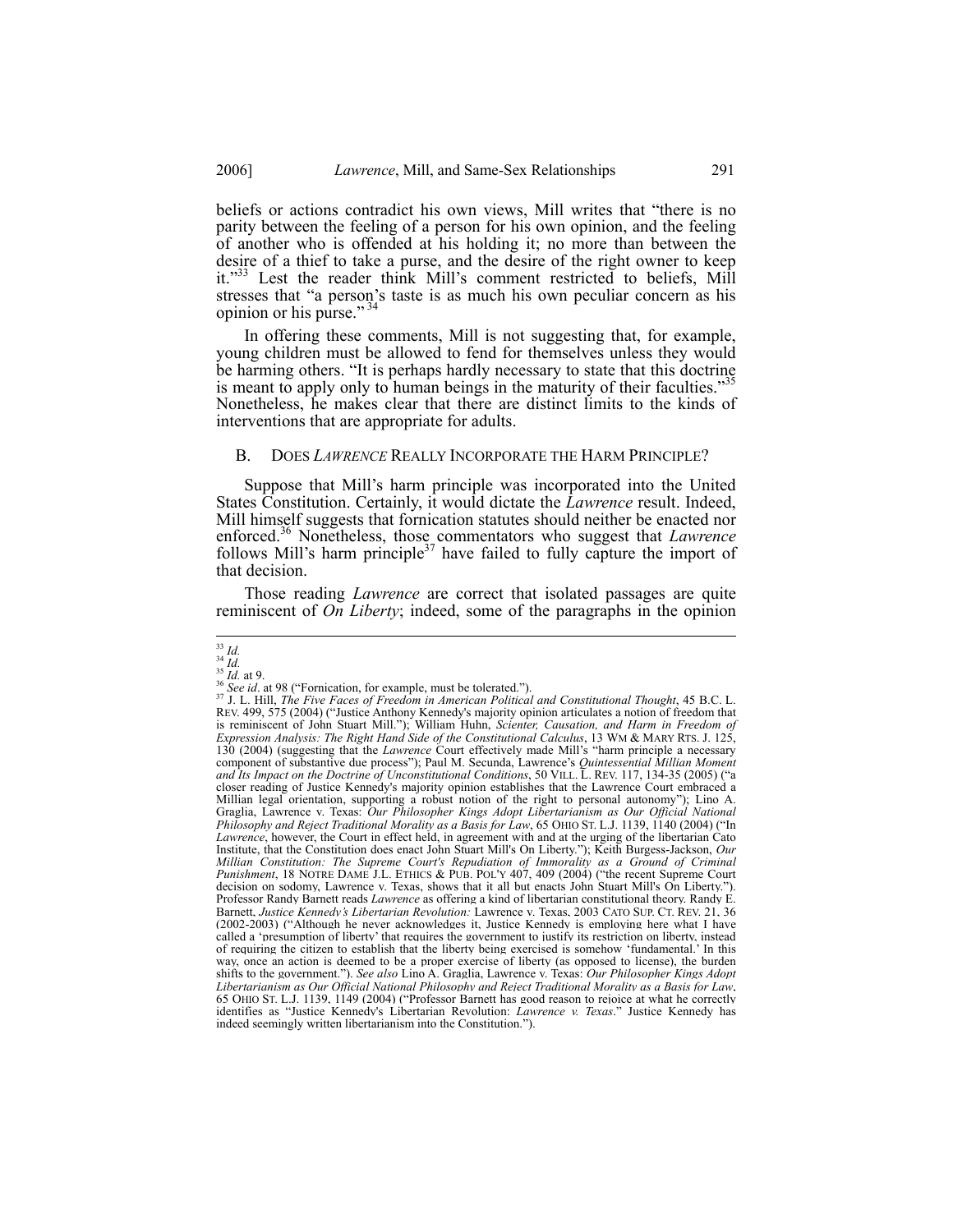beliefs or actions contradict his own views, Mill writes that "there is no parity between the feeling of a person for his own opinion, and the feeling of another who is offended at his holding it; no more than between the desire of a thief to take a purse, and the desire of the right owner to keep it."[33] Lest the reader think Mill's comment restricted to beliefs, Mill stresses that "a person's taste is as much his own peculiar concern as his opinion or his purse."[34]

In offering these comments, Mill is not suggesting that, for example, young children must be allowed to fend for themselves unless they would be harming others. "It is perhaps hardly necessary to state that this doctrine is meant to apply only to human beings in the maturity of their faculties."[35] Nonetheless, he makes clear that there are distinct limits to the kinds of interventions that are appropriate for adults.

## B. DOES *LAWRENCE* REALLY INCORPORATE THE HARM PRINCIPLE?

Suppose that Mill's harm principle was incorporated into the United States Constitution. Certainly, it would dictate the *Lawrence* result. Indeed, Mill himself suggests that fornication statutes should neither be enacted nor enforced.[36] Nonetheless, those commentators who suggest that *Lawrence* follows Mill's harm principle[37] have failed to fully capture the import of that decision.

Those reading *Lawrence* are correct that isolated passages are quite reminiscent of *On Liberty*; indeed, some of the paragraphs in the opinion

---

[33] *Id.*

[34] *Id.*

[35] *Id.* at 9.

[36] *See id*. at 98 ("Fornication, for example, must be tolerated.").

[37] J. L. Hill, *The Five Faces of Freedom in American Political and Constitutional Thought*, 45 B.C. L. REV. 499, 575 (2004) ("Justice Anthony Kennedy's majority opinion articulates a notion of freedom that is reminiscent of John Stuart Mill."); William Huhn, *Scienter, Causation, and Harm in Freedom of Expression Analysis: The Right Hand Side of the Constitutional Calculus*, 13 WM & MARY RTS. J. 125, 130 (2004) (suggesting that the *Lawrence* Court effectively made Mill's "harm principle a necessary component of substantive due process"); Paul M. Secunda, Lawrence's *Quintessential Millian Moment and Its Impact on the Doctrine of Unconstitutional Conditions*, 50 VILL. L. REV. 117, 134-35 (2005) ("a closer reading of Justice Kennedy's majority opinion establishes that the Lawrence Court embraced a Millian legal orientation, supporting a robust notion of the right to personal autonomy"); Lino A. Graglia, Lawrence v. Texas: *Our Philosopher Kings Adopt Libertarianism as Our Official National Philosophy and Reject Traditional Morality as a Basis for Law*, 65 OHIO ST. L.J. 1139, 1140 (2004) ("In *Lawrence*, however, the Court in effect held, in agreement with and at the urging of the libertarian Cato Institute, that the Constitution does enact John Stuart Mill's On Liberty."); Keith Burgess-Jackson, *Our Millian Constitution: The Supreme Court's Repudiation of Immorality as a Ground of Criminal Punishment*, 18 NOTRE DAME J.L. ETHICS & PUB. POL'Y 407, 409 (2004) ("the recent Supreme Court decision on sodomy, Lawrence v. Texas, shows that it all but enacts John Stuart Mill's On Liberty."). Professor Randy Barnett reads *Lawrence* as offering a kind of libertarian constitutional theory. Randy E. Barnett, *Justice Kennedy's Libertarian Revolution:* Lawrence v. Texas, 2003 CATO SUP. CT. REV. 21, 36 (2002-2003) ("Although he never acknowledges it, Justice Kennedy is employing here what I have called a 'presumption of liberty' that requires the government to justify its restriction on liberty, instead of requiring the citizen to establish that the liberty being exercised is somehow 'fundamental.' In this way, once an action is deemed to be a proper exercise of liberty (as opposed to license), the burden shifts to the government."). *See also* Lino A. Graglia, Lawrence v. Texas: *Our Philosopher Kings Adopt Libertarianism as Our Official National Philosophy and Reject Traditional Morality as a Basis for Law*, 65 OHIO ST. L.J. 1139, 1149 (2004) ("Professor Barnett has good reason to rejoice at what he correctly identifies as "Justice Kennedy's Libertarian Revolution: *Lawrence v. Texas*." Justice Kennedy has indeed seemingly written libertarianism into the Constitution.").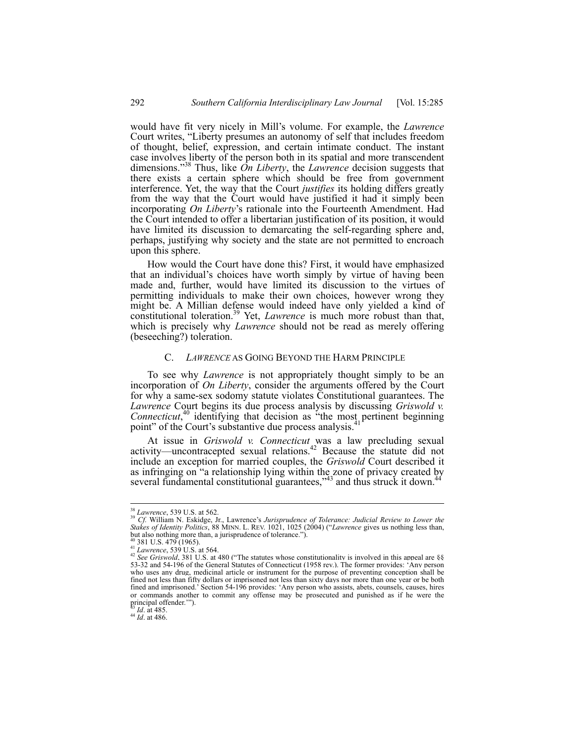would have fit very nicely in Mill's volume. For example, the *Lawrence* Court writes, "Liberty presumes an autonomy of self that includes freedom of thought, belief, expression, and certain intimate conduct. The instant case involves liberty of the person both in its spatial and more transcendent dimensions."[38] Thus, like *On Liberty*, the *Lawrence* decision suggests that there exists a certain sphere which should be free from government interference. Yet, the way that the Court *justifies* its holding differs greatly from the way that the Court would have justified it had it simply been incorporating *On Liberty*'s rationale into the Fourteenth Amendment. Had the Court intended to offer a libertarian justification of its position, it would have limited its discussion to demarcating the self-regarding sphere and, perhaps, justifying why society and the state are not permitted to encroach upon this sphere.

How would the Court have done this? First, it would have emphasized that an individual's choices have worth simply by virtue of having been made and, further, would have limited its discussion to the virtues of permitting individuals to make their own choices, however wrong they might be. A Millian defense would indeed have only yielded a kind of constitutional toleration.[39] Yet, *Lawrence* is much more robust than that, which is precisely why *Lawrence* should not be read as merely offering (beseeching?) toleration.

### C. *LAWRENCE* AS GOING BEYOND THE HARM PRINCIPLE

To see why *Lawrence* is not appropriately thought simply to be an incorporation of *On Liberty*, consider the arguments offered by the Court for why a same-sex sodomy statute violates Constitutional guarantees. The *Lawrence* Court begins its due process analysis by discussing *Griswold v. Connecticut*,[40] identifying that decision as "the most pertinent beginning point" of the Court's substantive due process analysis.[41]

At issue in *Griswold v. Connecticut* was a law precluding sexual activity—uncontracepted sexual relations.[42] Because the statute did not include an exception for married couples, the *Griswold* Court described it as infringing on "a relationship lying within the zone of privacy created by several fundamental constitutional guarantees,"[43] and thus struck it down.[44]

---

[38] *Lawrence*, 539 U.S. at 562.

[39] *Cf.* William N. Eskidge, Jr., Lawrence's *Jurisprudence of Tolerance: Judicial Review to Lower the Stakes of Identity Politics*, 88 MINN. L. REV. 1021, 1025 (2004) ("*Lawrence* gives us nothing less than, but also nothing more than, a jurisprudence of tolerance.").

[40] 381 U.S. 479 (1965).

[41] *Lawrence*, 539 U.S. at 564.

[42] *See Griswold*, 381 U.S. at 480 ("The statutes whose constitutionality is involved in this appeal are §§ 53-32 and 54-196 of the General Statutes of Connecticut (1958 rev.). The former provides: 'Any person who uses any drug, medicinal article or instrument for the purpose of preventing conception shall be fined not less than fifty dollars or imprisoned not less than sixty days nor more than one year or be both fined and imprisoned.' Section 54-196 provides: 'Any person who assists, abets, counsels, causes, hires or commands another to commit any offense may be prosecuted and punished as if he were the principal offender.'").

[43] *Id*. at 485.

[44] *Id*. at 486.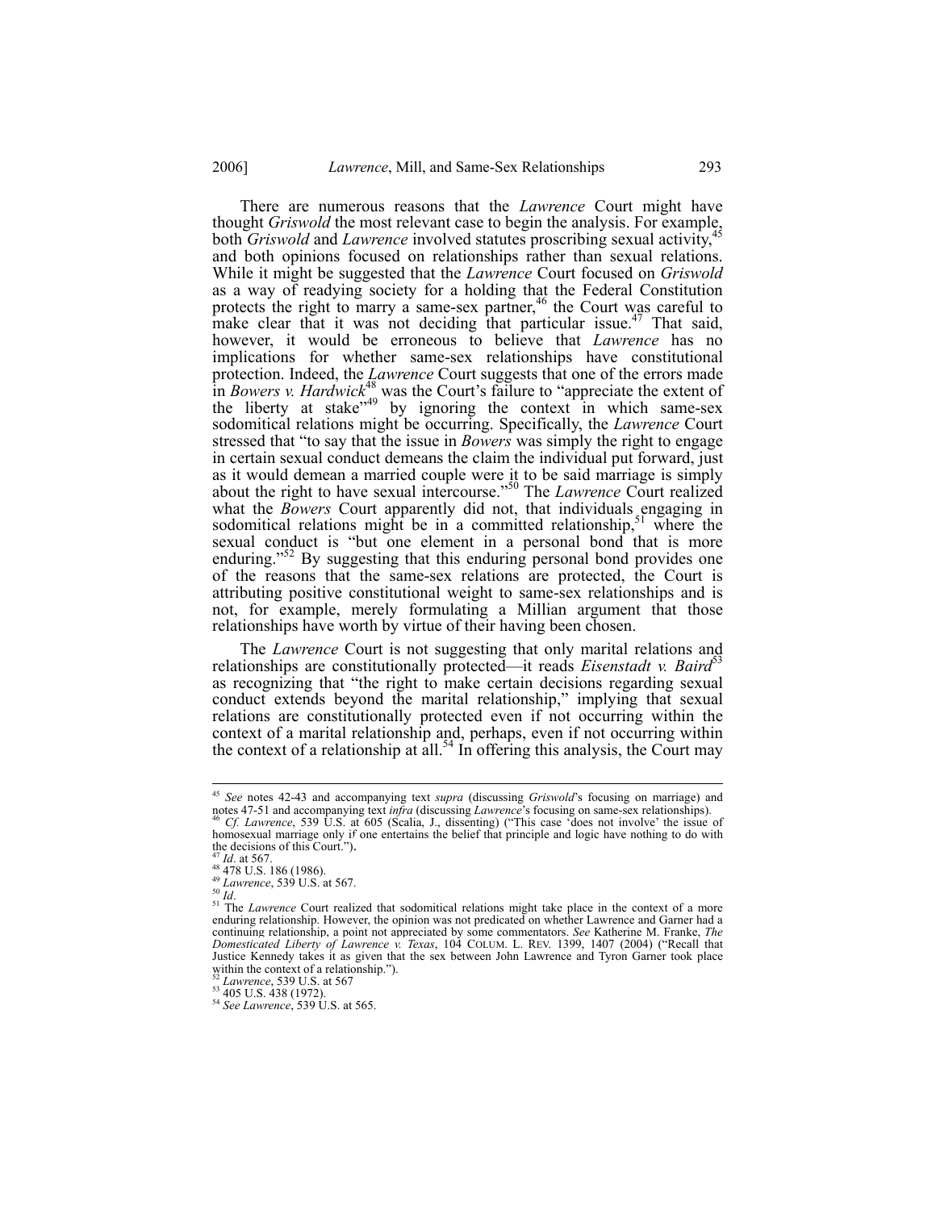There are numerous reasons that the *Lawrence* Court might have thought *Griswold* the most relevant case to begin the analysis. For example, both *Griswold* and *Lawrence* involved statutes proscribing sexual activity,[45] and both opinions focused on relationships rather than sexual relations. While it might be suggested that the *Lawrence* Court focused on *Griswold* as a way of readying society for a holding that the Federal Constitution protects the right to marry a same-sex partner,[46] the Court was careful to make clear that it was not deciding that particular issue.[47] That said, however, it would be erroneous to believe that *Lawrence* has no implications for whether same-sex relationships have constitutional protection. Indeed, the *Lawrence* Court suggests that one of the errors made in *Bowers v. Hardwick*[48] was the Court's failure to "appreciate the extent of the liberty at stake"[49] by ignoring the context in which same-sex sodomitical relations might be occurring. Specifically, the *Lawrence* Court stressed that "to say that the issue in *Bowers* was simply the right to engage in certain sexual conduct demeans the claim the individual put forward, just as it would demean a married couple were it to be said marriage is simply about the right to have sexual intercourse."[50] The *Lawrence* Court realized what the *Bowers* Court apparently did not, that individuals engaging in sodomitical relations might be in a committed relationship,[51] where the sexual conduct is "but one element in a personal bond that is more enduring."[52] By suggesting that this enduring personal bond provides one of the reasons that the same-sex relations are protected, the Court is attributing positive constitutional weight to same-sex relationships and is not, for example, merely formulating a Millian argument that those relationships have worth by virtue of their having been chosen.

The *Lawrence* Court is not suggesting that only marital relations and relationships are constitutionally protected—it reads *Eisenstadt v. Baird*[53] as recognizing that "the right to make certain decisions regarding sexual conduct extends beyond the marital relationship," implying that sexual relations are constitutionally protected even if not occurring within the context of a marital relationship and, perhaps, even if not occurring within the context of a relationship at all.[54] In offering this analysis, the Court may

---

[45] *See* notes 42-43 and accompanying text *supra* (discussing *Griswold*'s focusing on marriage) and notes 47-51 and accompanying text *infra* (discussing *Lawrence*'s focusing on same-sex relationships).

[46] *Cf. Lawrence*, 539 U.S. at 605 (Scalia, J., dissenting) ("This case 'does not involve' the issue of homosexual marriage only if one entertains the belief that principle and logic have nothing to do with the decisions of this Court.").

[47] *Id*. at 567.

[48] 478 U.S. 186 (1986).

[49] *Lawrence*, 539 U.S. at 567.

[50] *Id*.

[51] The *Lawrence* Court realized that sodomitical relations might take place in the context of a more enduring relationship. However, the opinion was not predicated on whether Lawrence and Garner had a continuing relationship, a point not appreciated by some commentators. *See* Katherine M. Franke, *The Domesticated Liberty of Lawrence v. Texas*, 104 COLUM. L. REV. 1399, 1407 (2004) ("Recall that Justice Kennedy takes it as given that the sex between John Lawrence and Tyron Garner took place within the context of a relationship.").

[52] *Lawrence*, 539 U.S. at 567

[53] 405 U.S. 438 (1972).

[54] *See Lawrence*, 539 U.S. at 565.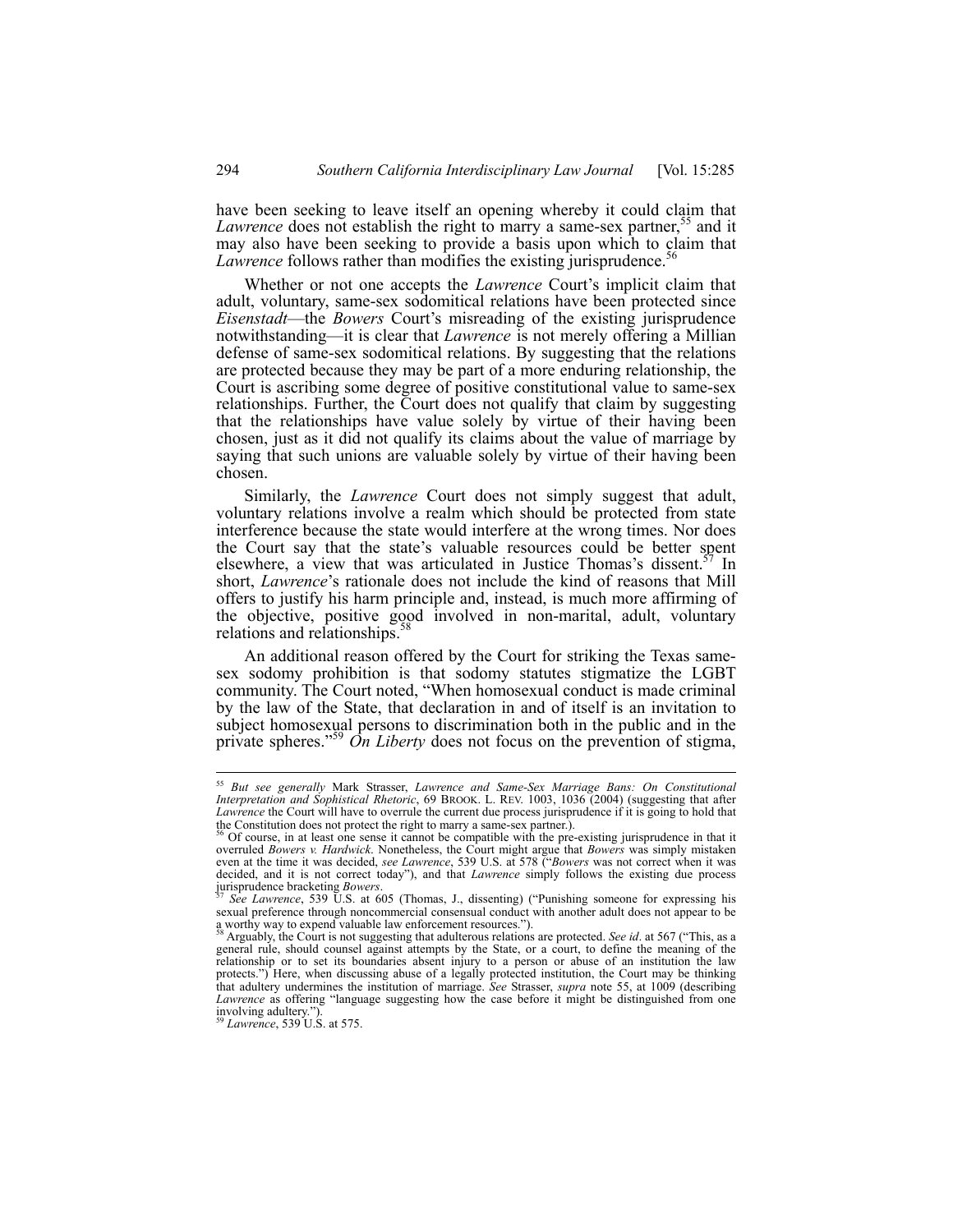have been seeking to leave itself an opening whereby it could claim that *Lawrence* does not establish the right to marry a same-sex partner,[55] and it may also have been seeking to provide a basis upon which to claim that *Lawrence* follows rather than modifies the existing jurisprudence.[56]

Whether or not one accepts the *Lawrence* Court's implicit claim that adult, voluntary, same-sex sodomitical relations have been protected since *Eisenstadt*—the *Bowers* Court's misreading of the existing jurisprudence notwithstanding—it is clear that *Lawrence* is not merely offering a Millian defense of same-sex sodomitical relations. By suggesting that the relations are protected because they may be part of a more enduring relationship, the Court is ascribing some degree of positive constitutional value to same-sex relationships. Further, the Court does not qualify that claim by suggesting that the relationships have value solely by virtue of their having been chosen, just as it did not qualify its claims about the value of marriage by saying that such unions are valuable solely by virtue of their having been chosen.

Similarly, the *Lawrence* Court does not simply suggest that adult, voluntary relations involve a realm which should be protected from state interference because the state would interfere at the wrong times. Nor does the Court say that the state's valuable resources could be better spent elsewhere, a view that was articulated in Justice Thomas's dissent.[57] In short, *Lawrence*'s rationale does not include the kind of reasons that Mill offers to justify his harm principle and, instead, is much more affirming of the objective, positive good involved in non-marital, adult, voluntary relations and relationships.[58]

An additional reason offered by the Court for striking the Texas same-sex sodomy prohibition is that sodomy statutes stigmatize the LGBT community. The Court noted, "When homosexual conduct is made criminal by the law of the State, that declaration in and of itself is an invitation to subject homosexual persons to discrimination both in the public and in the private spheres."[59] *On Liberty* does not focus on the prevention of stigma,

---

[55] *But see generally* Mark Strasser, *Lawrence and Same-Sex Marriage Bans: On Constitutional Interpretation and Sophistical Rhetoric*, 69 BROOK. L. REV. 1003, 1036 (2004) (suggesting that after *Lawrence* the Court will have to overrule the current due process jurisprudence if it is going to hold that the Constitution does not protect the right to marry a same-sex partner.).

[56] Of course, in at least one sense it cannot be compatible with the pre-existing jurisprudence in that it overruled *Bowers v. Hardwick*. Nonetheless, the Court might argue that *Bowers* was simply mistaken even at the time it was decided, *see Lawrence*, 539 U.S. at 578 ("*Bowers* was not correct when it was decided, and it is not correct today"), and that *Lawrence* simply follows the existing due process jurisprudence bracketing *Bowers*.

[57] *See Lawrence*, 539 U.S. at 605 (Thomas, J., dissenting) ("Punishing someone for expressing his sexual preference through noncommercial consensual conduct with another adult does not appear to be a worthy way to expend valuable law enforcement resources.").

[58] Arguably, the Court is not suggesting that adulterous relations are protected. *See id*. at 567 ("This, as a general rule, should counsel against attempts by the State, or a court, to define the meaning of the relationship or to set its boundaries absent injury to a person or abuse of an institution the law protects.") Here, when discussing abuse of a legally protected institution, the Court may be thinking that adultery undermines the institution of marriage. *See* Strasser, *supra* note 55, at 1009 (describing *Lawrence* as offering "language suggesting how the case before it might be distinguished from one involving adultery.").

[59] *Lawrence*, 539 U.S. at 575.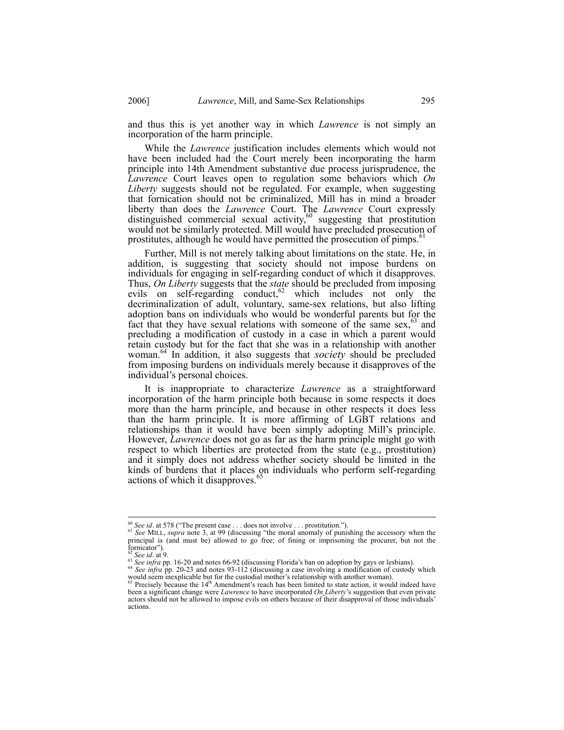and thus this is yet another way in which *Lawrence* is not simply an incorporation of the harm principle.

While the *Lawrence* justification includes elements which would not have been included had the Court merely been incorporating the harm principle into 14th Amendment substantive due process jurisprudence, the *Lawrence* Court leaves open to regulation some behaviors which *On Liberty* suggests should not be regulated. For example, when suggesting that fornication should not be criminalized, Mill has in mind a broader liberty than does the *Lawrence* Court. The *Lawrence* Court expressly distinguished commercial sexual activity,[60] suggesting that prostitution would not be similarly protected. Mill would have precluded prosecution of prostitutes, although he would have permitted the prosecution of pimps.[61]

Further, Mill is not merely talking about limitations on the state. He, in addition, is suggesting that society should not impose burdens on individuals for engaging in self-regarding conduct of which it disapproves. Thus, *On Liberty* suggests that the *state* should be precluded from imposing evils on self-regarding conduct,[62] which includes not only the decriminalization of adult, voluntary, same-sex relations, but also lifting adoption bans on individuals who would be wonderful parents but for the fact that they have sexual relations with someone of the same sex,[63] and precluding a modification of custody in a case in which a parent would retain custody but for the fact that she was in a relationship with another woman.[64] In addition, it also suggests that *society* should be precluded from imposing burdens on individuals merely because it disapproves of the individual's personal choices.

It is inappropriate to characterize *Lawrence* as a straightforward incorporation of the harm principle both because in some respects it does more than the harm principle, and because in other respects it does less than the harm principle. It is more affirming of LGBT relations and relationships than it would have been simply adopting Mill's principle. However, *Lawrence* does not go as far as the harm principle might go with respect to which liberties are protected from the state (e.g., prostitution) and it simply does not address whether society should be limited in the kinds of burdens that it places on individuals who perform self-regarding actions of which it disapproves.[65]

---

[60] *See id*. at 578 ("The present case . . . does not involve . . . prostitution.").

[61] *See* MILL, *supra* note 3, at 99 (discussing "the moral anomaly of punishing the accessory when the principal is (and must be) allowed to go free; of fining or imprisoning the procurer, but not the fornicator").

[62] *See id*. at 9.

[63] *See infra* pp. 16-20 and notes 66-92 (discussing Florida's ban on adoption by gays or lesbians).

[64] *See infra* pp. 20-23 and notes 93-112 (discussing a case involving a modification of custody which would seem inexplicable but for the custodial mother's relationship with another woman).

[65] Precisely because the 14th Amendment's reach has been limited to state action, it would indeed have been a significant change were *Lawrence* to have incorporated *On Liberty*'s suggestion that even private actors should not be allowed to impose evils on others because of their disapproval of those individuals' actions.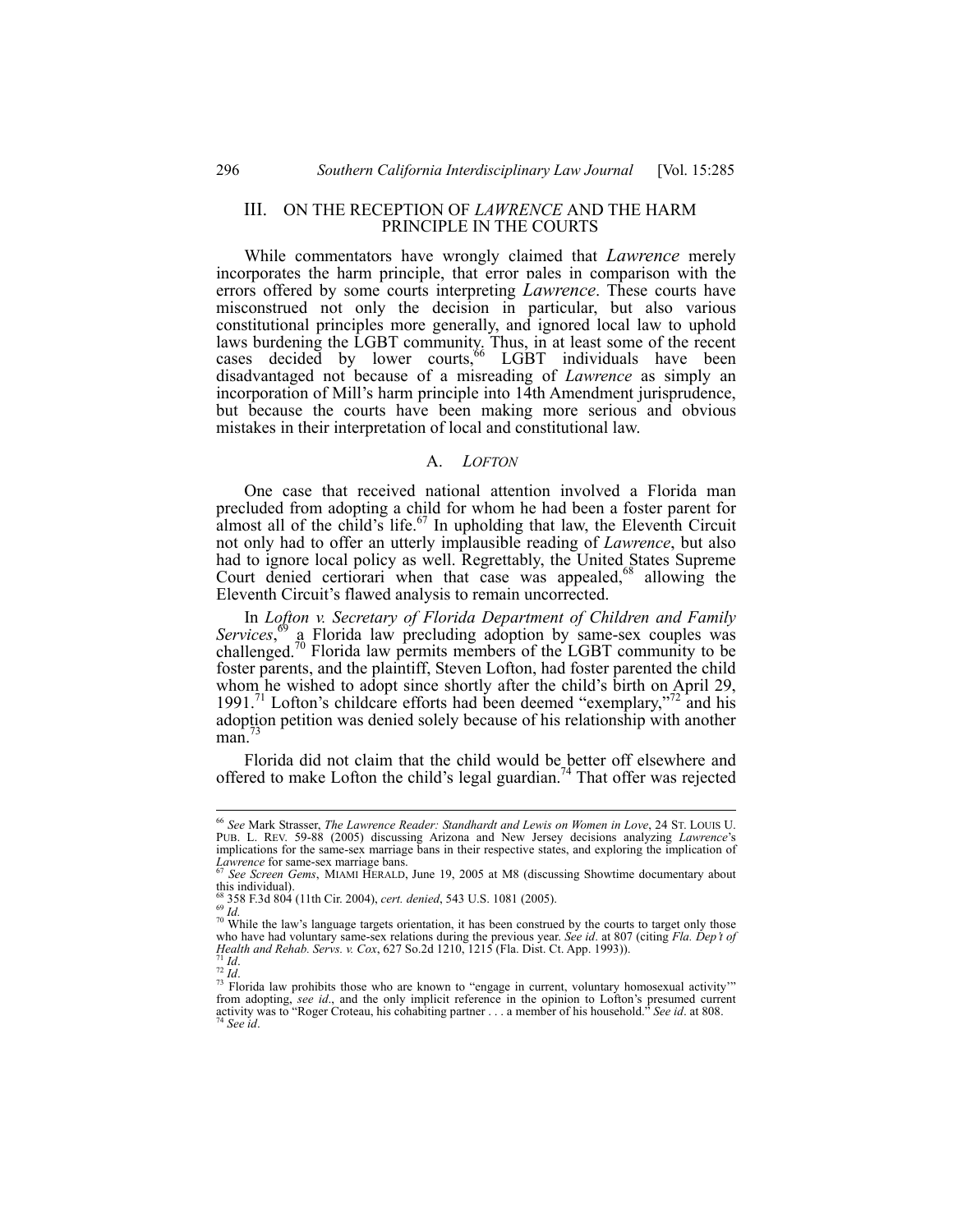## III. ON THE RECEPTION OF *LAWRENCE* AND THE HARM PRINCIPLE IN THE COURTS

While commentators have wrongly claimed that *Lawrence* merely incorporates the harm principle, that error pales in comparison with the errors offered by some courts interpreting *Lawrence*. These courts have misconstrued not only the decision in particular, but also various constitutional principles more generally, and ignored local law to uphold laws burdening the LGBT community. Thus, in at least some of the recent cases decided by lower courts,[66] LGBT individuals have been disadvantaged not because of a misreading of *Lawrence* as simply an incorporation of Mill's harm principle into 14th Amendment jurisprudence, but because the courts have been making more serious and obvious mistakes in their interpretation of local and constitutional law.

### A. *LOFTON*

One case that received national attention involved a Florida man precluded from adopting a child for whom he had been a foster parent for almost all of the child's life.[67] In upholding that law, the Eleventh Circuit not only had to offer an utterly implausible reading of *Lawrence*, but also had to ignore local policy as well. Regrettably, the United States Supreme Court denied certiorari when that case was appealed,[68] allowing the Eleventh Circuit's flawed analysis to remain uncorrected.

In *Lofton v. Secretary of Florida Department of Children and Family Services*,[69] a Florida law precluding adoption by same-sex couples was challenged.[70] Florida law permits members of the LGBT community to be foster parents, and the plaintiff, Steven Lofton, had foster parented the child whom he wished to adopt since shortly after the child's birth on April 29, 1991.[71] Lofton's childcare efforts had been deemed "exemplary,"[72] and his adoption petition was denied solely because of his relationship with another man.[73]

Florida did not claim that the child would be better off elsewhere and offered to make Lofton the child's legal guardian.[74] That offer was rejected

---

[66] *See* Mark Strasser, *The Lawrence Reader: Standhardt and Lewis on Women in Love*, 24 ST. LOUIS U. PUB. L. REV. 59-88 (2005) discussing Arizona and New Jersey decisions analyzing *Lawrence*'s implications for the same-sex marriage bans in their respective states, and exploring the implication of *Lawrence* for same-sex marriage bans.

[67] *See Screen Gems*, MIAMI HERALD, June 19, 2005 at M8 (discussing Showtime documentary about this individual).

[68] 358 F.3d 804 (11th Cir. 2004), *cert. denied*, 543 U.S. 1081 (2005).

[69] *Id.*

[70] While the law's language targets orientation, it has been construed by the courts to target only those who have had voluntary same-sex relations during the previous year. *See id*. at 807 (citing *Fla. Dep't of Health and Rehab. Servs. v. Cox*, 627 So.2d 1210, 1215 (Fla. Dist. Ct. App. 1993)).

[71] *Id*.

[72] *Id*.

[73] Florida law prohibits those who are known to "engage in current, voluntary homosexual activity'" from adopting, *see id*., and the only implicit reference in the opinion to Lofton's presumed current activity was to "Roger Croteau, his cohabiting partner . . . a member of his household." *See id*. at 808.

[74] *See id*.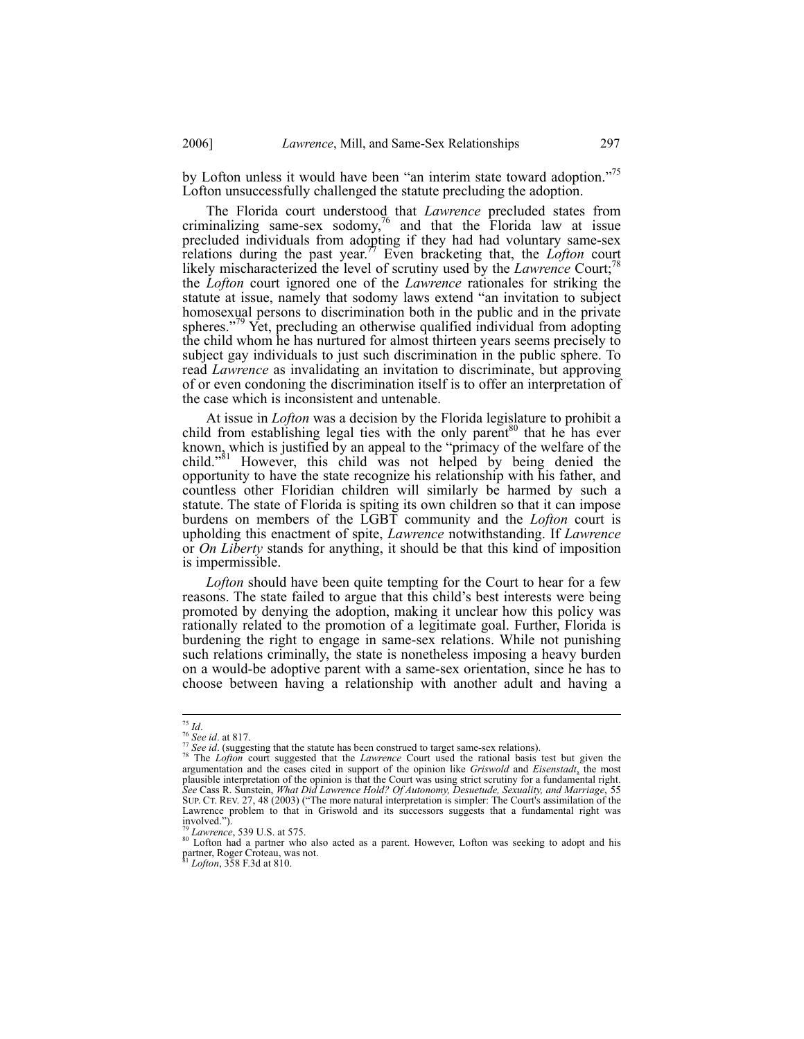by Lofton unless it would have been "an interim state toward adoption."[75] Lofton unsuccessfully challenged the statute precluding the adoption.

The Florida court understood that *Lawrence* precluded states from criminalizing same-sex sodomy,[76] and that the Florida law at issue precluded individuals from adopting if they had had voluntary same-sex relations during the past year.[77] Even bracketing that, the *Lofton* court likely mischaracterized the level of scrutiny used by the *Lawrence* Court;[78] the *Lofton* court ignored one of the *Lawrence* rationales for striking the statute at issue, namely that sodomy laws extend "an invitation to subject homosexual persons to discrimination both in the public and in the private spheres."[79] Yet, precluding an otherwise qualified individual from adopting the child whom he has nurtured for almost thirteen years seems precisely to subject gay individuals to just such discrimination in the public sphere. To read *Lawrence* as invalidating an invitation to discriminate, but approving of or even condoning the discrimination itself is to offer an interpretation of the case which is inconsistent and untenable.

At issue in *Lofton* was a decision by the Florida legislature to prohibit a child from establishing legal ties with the only parent[80] that he has ever known, which is justified by an appeal to the "primacy of the welfare of the child."[81] However, this child was not helped by being denied the opportunity to have the state recognize his relationship with his father, and countless other Floridian children will similarly be harmed by such a statute. The state of Florida is spiting its own children so that it can impose burdens on members of the LGBT community and the *Lofton* court is upholding this enactment of spite, *Lawrence* notwithstanding. If *Lawrence* or *On Liberty* stands for anything, it should be that this kind of imposition is impermissible.

*Lofton* should have been quite tempting for the Court to hear for a few reasons. The state failed to argue that this child's best interests were being promoted by denying the adoption, making it unclear how this policy was rationally related to the promotion of a legitimate goal. Further, Florida is burdening the right to engage in same-sex relations. While not punishing such relations criminally, the state is nonetheless imposing a heavy burden on a would-be adoptive parent with a same-sex orientation, since he has to choose between having a relationship with another adult and having a

---

[75] *Id*.

[76] *See id*. at 817.

[77] *See id*. (suggesting that the statute has been construed to target same-sex relations).

[78] The *Lofton* court suggested that the *Lawrence* Court used the rational basis test but given the argumentation and the cases cited in support of the opinion like *Griswold* and *Eisenstadt*, the most plausible interpretation of the opinion is that the Court was using strict scrutiny for a fundamental right. *See* Cass R. Sunstein, *What Did Lawrence Hold? Of Autonomy, Desuetude, Sexuality, and Marriage*, 55 SUP. CT. REV. 27, 48 (2003) ("The more natural interpretation is simpler: The Court's assimilation of the Lawrence problem to that in Griswold and its successors suggests that a fundamental right was involved.").

[79] *Lawrence*, 539 U.S. at 575.

[80] Lofton had a partner who also acted as a parent. However, Lofton was seeking to adopt and his partner, Roger Croteau, was not.

[81] *Lofton*, 358 F.3d at 810.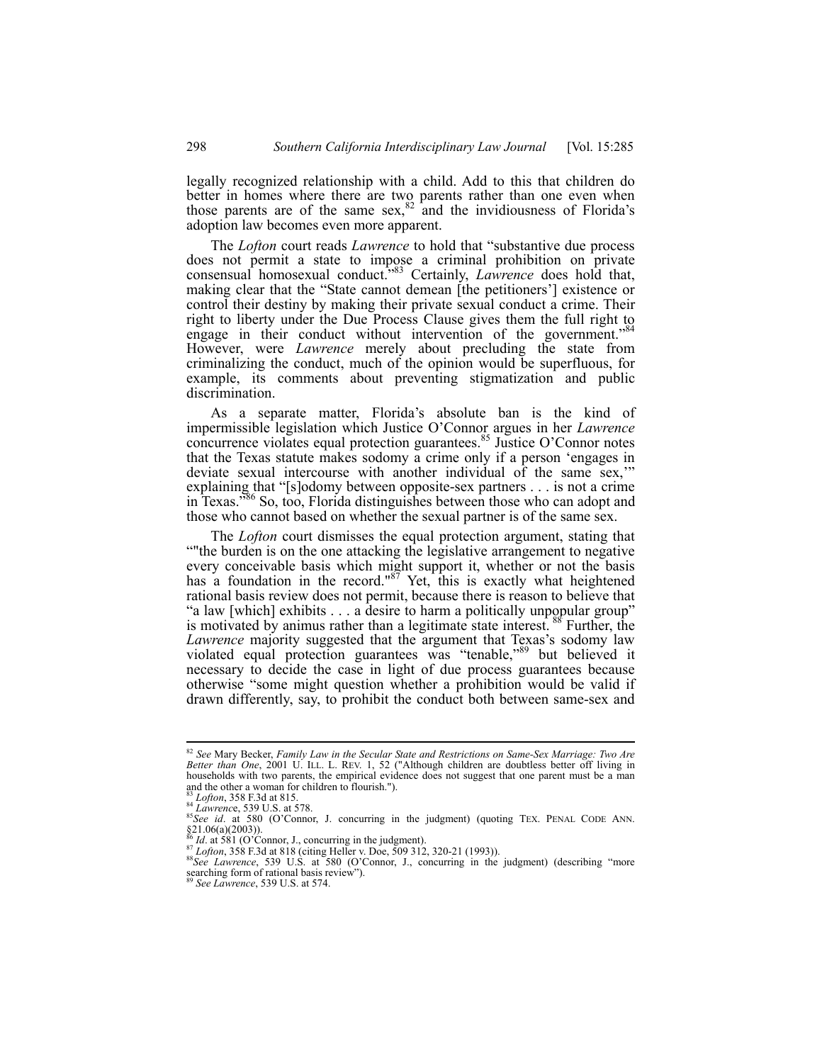legally recognized relationship with a child. Add to this that children do better in homes where there are two parents rather than one even when those parents are of the same sex,[82] and the invidiousness of Florida's adoption law becomes even more apparent.

The *Lofton* court reads *Lawrence* to hold that "substantive due process does not permit a state to impose a criminal prohibition on private consensual homosexual conduct."[83] Certainly, *Lawrence* does hold that, making clear that the "State cannot demean [the petitioners'] existence or control their destiny by making their private sexual conduct a crime. Their right to liberty under the Due Process Clause gives them the full right to engage in their conduct without intervention of the government."[84] However, were *Lawrence* merely about precluding the state from criminalizing the conduct, much of the opinion would be superfluous, for example, its comments about preventing stigmatization and public discrimination.

As a separate matter, Florida's absolute ban is the kind of impermissible legislation which Justice O'Connor argues in her *Lawrence* concurrence violates equal protection guarantees.[85] Justice O'Connor notes that the Texas statute makes sodomy a crime only if a person 'engages in deviate sexual intercourse with another individual of the same sex,'" explaining that "[s]odomy between opposite-sex partners . . . is not a crime in Texas."[86] So, too, Florida distinguishes between those who can adopt and those who cannot based on whether the sexual partner is of the same sex.

The *Lofton* court dismisses the equal protection argument, stating that ""the burden is on the one attacking the legislative arrangement to negative every conceivable basis which might support it, whether or not the basis has a foundation in the record."[87] Yet, this is exactly what heightened rational basis review does not permit, because there is reason to believe that "a law [which] exhibits . . . a desire to harm a politically unpopular group" is motivated by animus rather than a legitimate state interest.[88] Further, the *Lawrence* majority suggested that the argument that Texas's sodomy law violated equal protection guarantees was "tenable,"[89] but believed it necessary to decide the case in light of due process guarantees because otherwise "some might question whether a prohibition would be valid if drawn differently, say, to prohibit the conduct both between same-sex and

---

[82] *See* Mary Becker, *Family Law in the Secular State and Restrictions on Same-Sex Marriage: Two Are Better than One*, 2001 U. ILL. L. REV. 1, 52 ("Although children are doubtless better off living in households with two parents, the empirical evidence does not suggest that one parent must be a man and the other a woman for children to flourish.").

[83] *Lofton*, 358 F.3d at 815.

[84] *Lawrence*, 539 U.S. at 578.

[85] *See id*. at 580 (O'Connor, J. concurring in the judgment) (quoting TEX. PENAL CODE ANN. §21.06(a)(2003)).

[86] *Id*. at 581 (O'Connor, J., concurring in the judgment).

[87] *Lofton*, 358 F.3d at 818 (citing Heller v. Doe, 509 312, 320-21 (1993)).

[88] *See Lawrence*, 539 U.S. at 580 (O'Connor, J., concurring in the judgment) (describing "more searching form of rational basis review").

[89] *See Lawrence*, 539 U.S. at 574.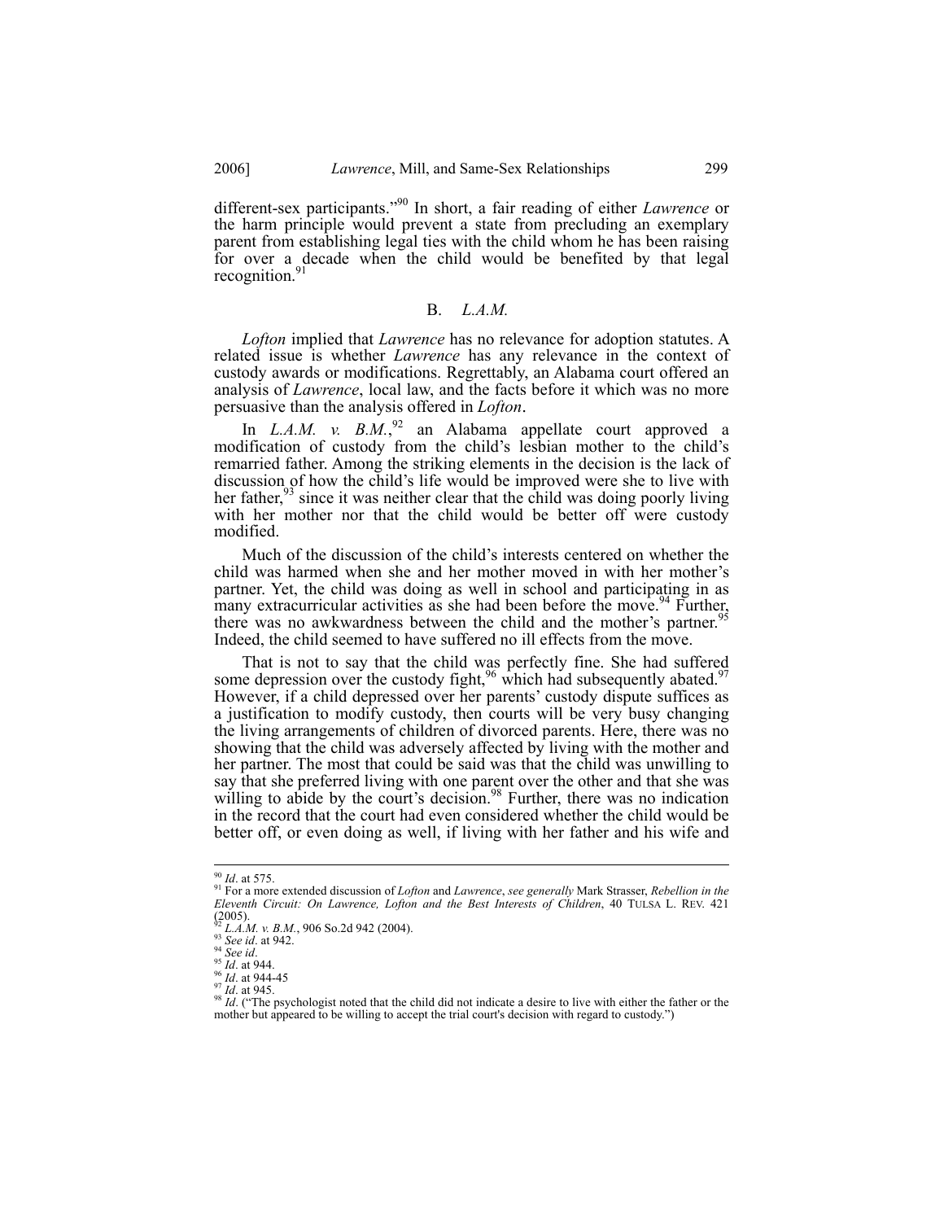different-sex participants."[90] In short, a fair reading of either *Lawrence* or the harm principle would prevent a state from precluding an exemplary parent from establishing legal ties with the child whom he has been raising for over a decade when the child would be benefited by that legal recognition.[91]

## B. *L.A.M.*

*Lofton* implied that *Lawrence* has no relevance for adoption statutes. A related issue is whether *Lawrence* has any relevance in the context of custody awards or modifications. Regrettably, an Alabama court offered an analysis of *Lawrence*, local law, and the facts before it which was no more persuasive than the analysis offered in *Lofton*.

In *L.A.M. v. B.M.*,[92] an Alabama appellate court approved a modification of custody from the child's lesbian mother to the child's remarried father. Among the striking elements in the decision is the lack of discussion of how the child's life would be improved were she to live with her father,[93] since it was neither clear that the child was doing poorly living with her mother nor that the child would be better off were custody modified.

Much of the discussion of the child's interests centered on whether the child was harmed when she and her mother moved in with her mother's partner. Yet, the child was doing as well in school and participating in as many extracurricular activities as she had been before the move.[94] Further, there was no awkwardness between the child and the mother's partner.[95] Indeed, the child seemed to have suffered no ill effects from the move.

That is not to say that the child was perfectly fine. She had suffered some depression over the custody fight,[96] which had subsequently abated.[97] However, if a child depressed over her parents' custody dispute suffices as a justification to modify custody, then courts will be very busy changing the living arrangements of children of divorced parents. Here, there was no showing that the child was adversely affected by living with the mother and her partner. The most that could be said was that the child was unwilling to say that she preferred living with one parent over the other and that she was willing to abide by the court's decision.[98] Further, there was no indication in the record that the court had even considered whether the child would be better off, or even doing as well, if living with her father and his wife and

---

[90] *Id*. at 575.

[91] For a more extended discussion of *Lofton* and *Lawrence*, *see generally* Mark Strasser, *Rebellion in the Eleventh Circuit: On Lawrence, Lofton and the Best Interests of Children*, 40 TULSA L. REV. 421 (2005).

[92] *L.A.M. v. B.M.*, 906 So.2d 942 (2004).

[93] *See id*. at 942.

[94] *See id*.

[95] *Id*. at 944.

[96] *Id*. at 944-45

[97] *Id*. at 945.

[98] *Id*. ("The psychologist noted that the child did not indicate a desire to live with either the father or the mother but appeared to be willing to accept the trial court's decision with regard to custody.")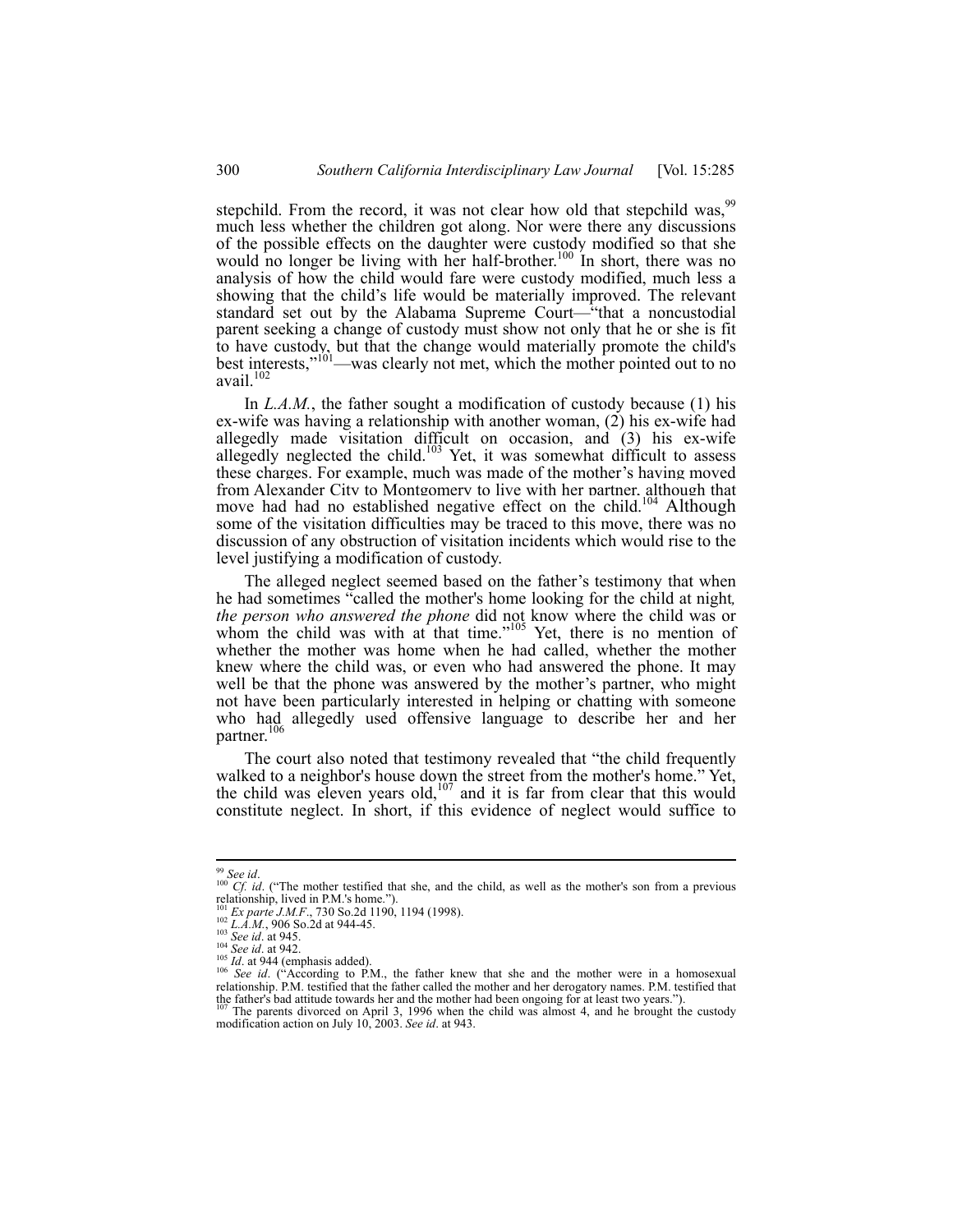stepchild. From the record, it was not clear how old that stepchild was,[99] much less whether the children got along. Nor were there any discussions of the possible effects on the daughter were custody modified so that she would no longer be living with her half-brother.[100] In short, there was no analysis of how the child would fare were custody modified, much less a showing that the child's life would be materially improved. The relevant standard set out by the Alabama Supreme Court—"that a noncustodial parent seeking a change of custody must show not only that he or she is fit to have custody, but that the change would materially promote the child's best interests,"[101]—was clearly not met, which the mother pointed out to no avail.[102]

In *L.A.M.*, the father sought a modification of custody because (1) his ex-wife was having a relationship with another woman, (2) his ex-wife had allegedly made visitation difficult on occasion, and (3) his ex-wife allegedly neglected the child.[103] Yet, it was somewhat difficult to assess these charges. For example, much was made of the mother's having moved from Alexander City to Montgomery to live with her partner, although that move had had no established negative effect on the child.[104] Although some of the visitation difficulties may be traced to this move, there was no discussion of any obstruction of visitation incidents which would rise to the level justifying a modification of custody.

The alleged neglect seemed based on the father's testimony that when he had sometimes "called the mother's home looking for the child at night*, the person who answered the phone* did not know where the child was or whom the child was with at that time."[105] Yet, there is no mention of whether the mother was home when he had called, whether the mother knew where the child was, or even who had answered the phone. It may well be that the phone was answered by the mother's partner, who might not have been particularly interested in helping or chatting with someone who had allegedly used offensive language to describe her and her partner.[106]

The court also noted that testimony revealed that "the child frequently walked to a neighbor's house down the street from the mother's home." Yet, the child was eleven years old,[107] and it is far from clear that this would constitute neglect. In short, if this evidence of neglect would suffice to

---

[99] *See id*.

[100] *Cf. id*. ("The mother testified that she, and the child, as well as the mother's son from a previous relationship, lived in P.M.'s home.").

[101] *Ex parte J.M.F*., 730 So.2d 1190, 1194 (1998).

[102] *L.A.M.*, 906 So.2d at 944-45.

[103] *See id*. at 945.

[104] *See id*. at 942.

[105] *Id*. at 944 (emphasis added).

[106] *See id*. ("According to P.M., the father knew that she and the mother were in a homosexual relationship. P.M. testified that the father called the mother and her derogatory names. P.M. testified that the father's bad attitude towards her and the mother had been ongoing for at least two years.").

[107] The parents divorced on April 3, 1996 when the child was almost 4, and he brought the custody modification action on July 10, 2003. *See id*. at 943.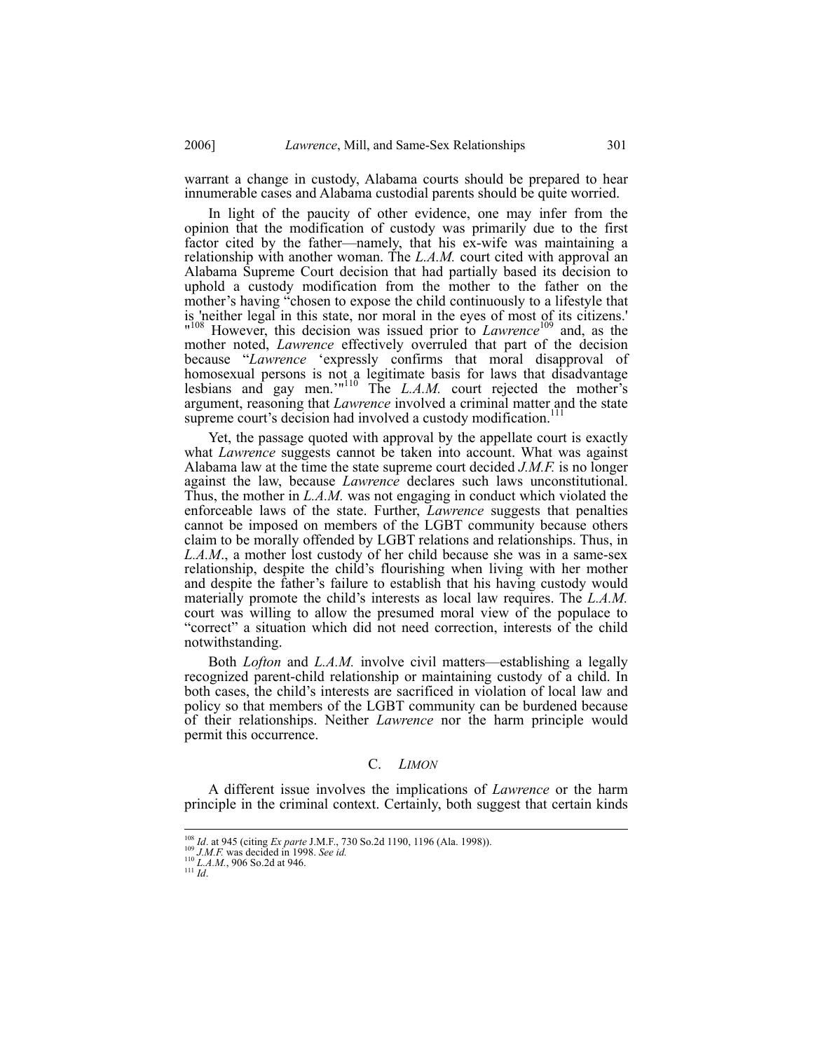warrant a change in custody, Alabama courts should be prepared to hear innumerable cases and Alabama custodial parents should be quite worried.

In light of the paucity of other evidence, one may infer from the opinion that the modification of custody was primarily due to the first factor cited by the father—namely, that his ex-wife was maintaining a relationship with another woman. The *L.A.M.* court cited with approval an Alabama Supreme Court decision that had partially based its decision to uphold a custody modification from the mother to the father on the mother's having "chosen to expose the child continuously to a lifestyle that is 'neither legal in this state, nor moral in the eyes of most of its citizens.' "[108] However, this decision was issued prior to *Lawrence*[109] and, as the mother noted, *Lawrence* effectively overruled that part of the decision because "*Lawrence* 'expressly confirms that moral disapproval of homosexual persons is not a legitimate basis for laws that disadvantage lesbians and gay men.'"[110] The *L.A.M.* court rejected the mother's argument, reasoning that *Lawrence* involved a criminal matter and the state supreme court's decision had involved a custody modification.[111]

Yet, the passage quoted with approval by the appellate court is exactly what *Lawrence* suggests cannot be taken into account. What was against Alabama law at the time the state supreme court decided *J.M.F.* is no longer against the law, because *Lawrence* declares such laws unconstitutional. Thus, the mother in *L.A.M.* was not engaging in conduct which violated the enforceable laws of the state. Further, *Lawrence* suggests that penalties cannot be imposed on members of the LGBT community because others claim to be morally offended by LGBT relations and relationships. Thus, in *L.A.M*., a mother lost custody of her child because she was in a same-sex relationship, despite the child's flourishing when living with her mother and despite the father's failure to establish that his having custody would materially promote the child's interests as local law requires. The *L.A.M.* court was willing to allow the presumed moral view of the populace to "correct" a situation which did not need correction, interests of the child notwithstanding.

Both *Lofton* and *L.A.M.* involve civil matters—establishing a legally recognized parent-child relationship or maintaining custody of a child. In both cases, the child's interests are sacrificed in violation of local law and policy so that members of the LGBT community can be burdened because of their relationships. Neither *Lawrence* nor the harm principle would permit this occurrence.

### C. *LIMON*

A different issue involves the implications of *Lawrence* or the harm principle in the criminal context. Certainly, both suggest that certain kinds

---

[108] *Id*. at 945 (citing *Ex parte* J.M.F., 730 So.2d 1190, 1196 (Ala. 1998)).
[109] *J.M.F.* was decided in 1998. *See id.*
[110] *L.A.M.*, 906 So.2d at 946.
[111] *Id*.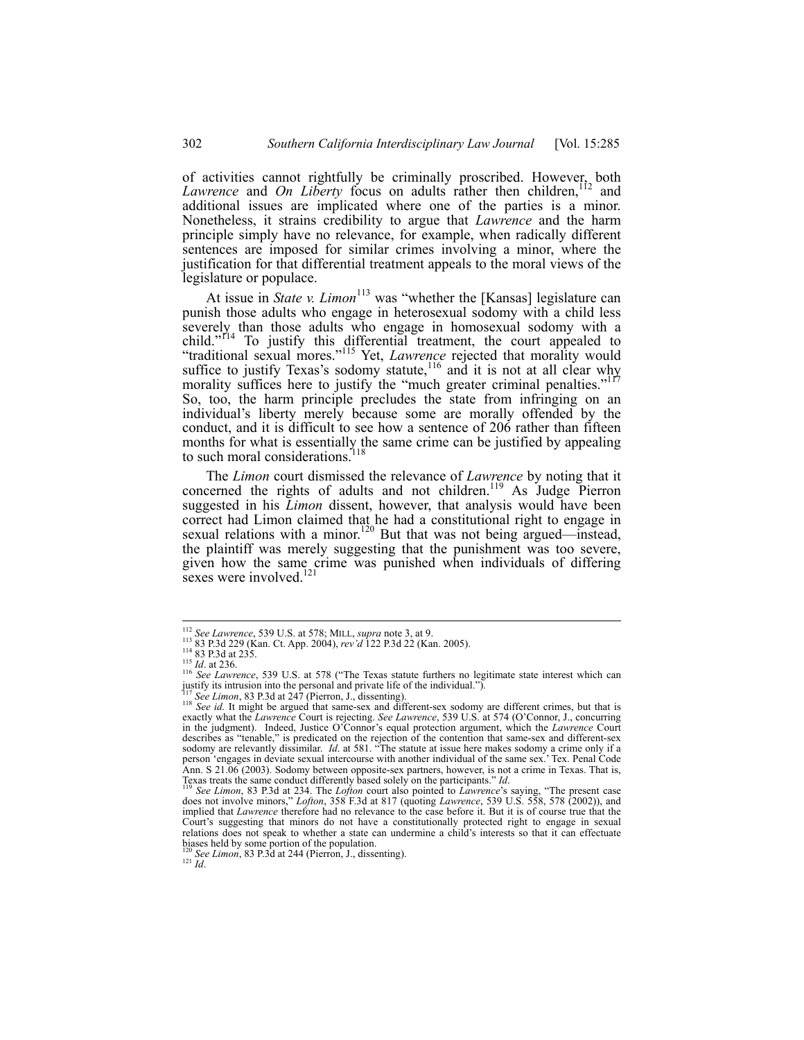of activities cannot rightfully be criminally proscribed. However, both *Lawrence* and *On Liberty* focus on adults rather then children,[112] and additional issues are implicated where one of the parties is a minor. Nonetheless, it strains credibility to argue that *Lawrence* and the harm principle simply have no relevance, for example, when radically different sentences are imposed for similar crimes involving a minor, where the justification for that differential treatment appeals to the moral views of the legislature or populace.

At issue in *State v. Limon*[113] was "whether the [Kansas] legislature can punish those adults who engage in heterosexual sodomy with a child less severely than those adults who engage in homosexual sodomy with a child."[114] To justify this differential treatment, the court appealed to "traditional sexual mores."[115] Yet, *Lawrence* rejected that morality would suffice to justify Texas's sodomy statute,[116] and it is not at all clear why morality suffices here to justify the "much greater criminal penalties."[117] So, too, the harm principle precludes the state from infringing on an individual's liberty merely because some are morally offended by the conduct, and it is difficult to see how a sentence of 206 rather than fifteen months for what is essentially the same crime can be justified by appealing to such moral considerations.[118]

The *Limon* court dismissed the relevance of *Lawrence* by noting that it concerned the rights of adults and not children.[119] As Judge Pierron suggested in his *Limon* dissent, however, that analysis would have been correct had Limon claimed that he had a constitutional right to engage in sexual relations with a minor.[120] But that was not being argued—instead, the plaintiff was merely suggesting that the punishment was too severe, given how the same crime was punished when individuals of differing sexes were involved.[121]

---

[112] *See Lawrence*, 539 U.S. at 578; MILL, *supra* note 3, at 9.

[113] 83 P.3d 229 (Kan. Ct. App. 2004), *rev'd* 122 P.3d 22 (Kan. 2005).

[114] 83 P.3d at 235.

[115] *Id*. at 236.

[116] *See Lawrence*, 539 U.S. at 578 ("The Texas statute furthers no legitimate state interest which can justify its intrusion into the personal and private life of the individual.").

[117] *See Limon*, 83 P.3d at 247 (Pierron, J., dissenting).

[118] *See id.* It might be argued that same-sex and different-sex sodomy are different crimes, but that is exactly what the *Lawrence* Court is rejecting. *See Lawrence*, 539 U.S. at 574 (O'Connor, J., concurring in the judgment). Indeed, Justice O'Connor's equal protection argument, which the *Lawrence* Court describes as "tenable," is predicated on the rejection of the contention that same-sex and different-sex sodomy are relevantly dissimilar. *Id*. at 581. "The statute at issue here makes sodomy a crime only if a person 'engages in deviate sexual intercourse with another individual of the same sex.' Tex. Penal Code Ann. S 21.06 (2003). Sodomy between opposite-sex partners, however, is not a crime in Texas. That is, Texas treats the same conduct differently based solely on the participants." *Id*.

[119] *See Limon*, 83 P.3d at 234. The *Lofton* court also pointed to *Lawrence*'s saying, "The present case does not involve minors," *Lofton*, 358 F.3d at 817 (quoting *Lawrence*, 539 U.S. 558, 578 (2002)), and implied that *Lawrence* therefore had no relevance to the case before it. But it is of course true that the Court's suggesting that minors do not have a constitutionally protected right to engage in sexual relations does not speak to whether a state can undermine a child's interests so that it can effectuate biases held by some portion of the population.

[120] *See Limon*, 83 P.3d at 244 (Pierron, J., dissenting).

[121] *Id*.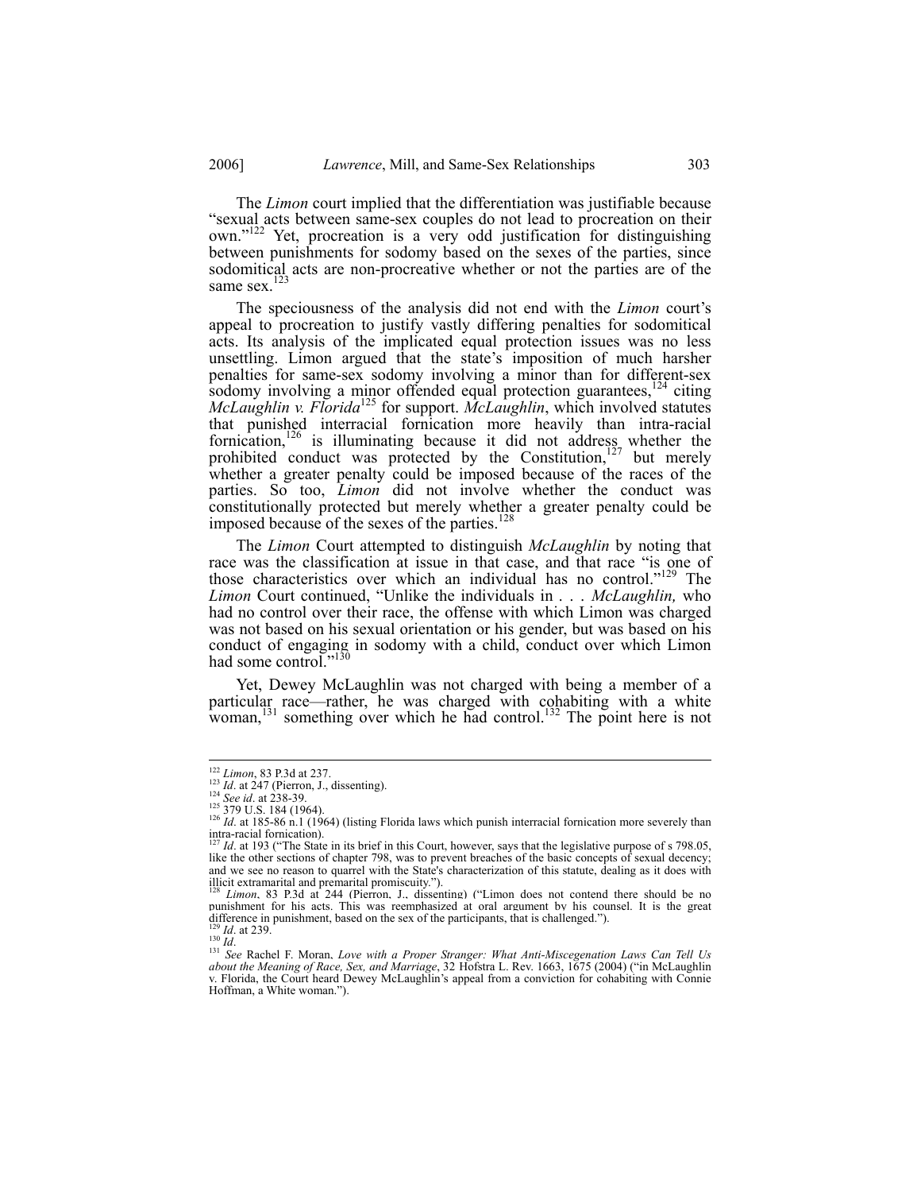The *Limon* court implied that the differentiation was justifiable because "sexual acts between same-sex couples do not lead to procreation on their own."[122] Yet, procreation is a very odd justification for distinguishing between punishments for sodomy based on the sexes of the parties, since sodomitical acts are non-procreative whether or not the parties are of the same sex.[123]

The speciousness of the analysis did not end with the *Limon* court's appeal to procreation to justify vastly differing penalties for sodomitical acts. Its analysis of the implicated equal protection issues was no less unsettling. Limon argued that the state's imposition of much harsher penalties for same-sex sodomy involving a minor than for different-sex sodomy involving a minor offended equal protection guarantees,[124] citing *McLaughlin v. Florida*[125] for support. *McLaughlin*, which involved statutes that punished interracial fornication more heavily than intra-racial fornication,[126] is illuminating because it did not address whether the prohibited conduct was protected by the Constitution,[127] but merely whether a greater penalty could be imposed because of the races of the parties. So too, *Limon* did not involve whether the conduct was constitutionally protected but merely whether a greater penalty could be imposed because of the sexes of the parties.[128]

The *Limon* Court attempted to distinguish *McLaughlin* by noting that race was the classification at issue in that case, and that race "is one of those characteristics over which an individual has no control."[129] The *Limon* Court continued, "Unlike the individuals in . . . *McLaughlin,* who had no control over their race, the offense with which Limon was charged was not based on his sexual orientation or his gender, but was based on his conduct of engaging in sodomy with a child, conduct over which Limon had some control."[130]

Yet, Dewey McLaughlin was not charged with being a member of a particular race—rather, he was charged with cohabiting with a white woman,[131] something over which he had control.[132] The point here is not

---

[122] *Limon*, 83 P.3d at 237.

[123] *Id*. at 247 (Pierron, J., dissenting).

[124] *See id*. at 238-39.

[125] 379 U.S. 184 (1964).

[126] *Id*. at 185-86 n.1 (1964) (listing Florida laws which punish interracial fornication more severely than intra-racial fornication).

[127] *Id*. at 193 ("The State in its brief in this Court, however, says that the legislative purpose of s 798.05, like the other sections of chapter 798, was to prevent breaches of the basic concepts of sexual decency; and we see no reason to quarrel with the State's characterization of this statute, dealing as it does with illicit extramarital and premarital promiscuity.").

[128] *Limon*, 83 P.3d at 244 (Pierron, J., dissenting) ("Limon does not contend there should be no punishment for his acts. This was reemphasized at oral argument by his counsel. It is the great difference in punishment, based on the sex of the participants, that is challenged.").

[129] *Id*. at 239.

[130] *Id*.

[131] *See* Rachel F. Moran, *Love with a Proper Stranger: What Anti-Miscegenation Laws Can Tell Us about the Meaning of Race, Sex, and Marriage*, 32 Hofstra L. Rev. 1663, 1675 (2004) ("in McLaughlin v. Florida, the Court heard Dewey McLaughlin's appeal from a conviction for cohabiting with Connie Hoffman, a White woman.").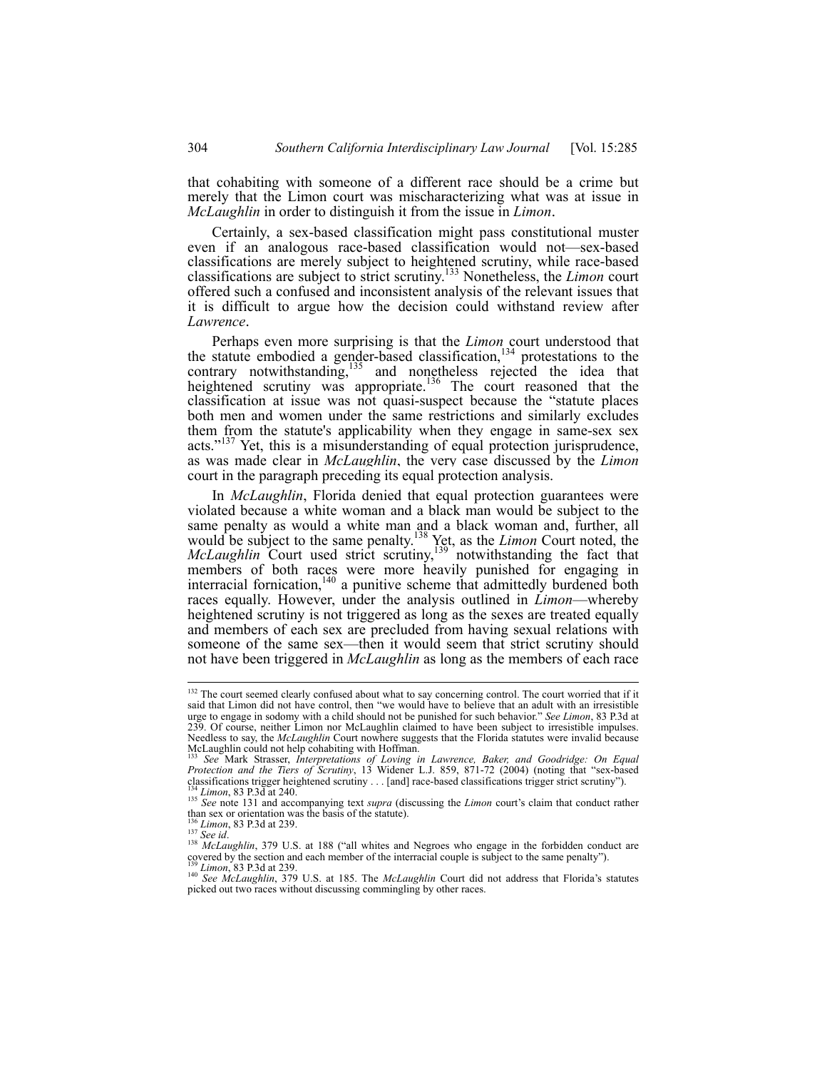that cohabiting with someone of a different race should be a crime but merely that the Limon court was mischaracterizing what was at issue in *McLaughlin* in order to distinguish it from the issue in *Limon*.

Certainly, a sex-based classification might pass constitutional muster even if an analogous race-based classification would not—sex-based classifications are merely subject to heightened scrutiny, while race-based classifications are subject to strict scrutiny.[133] Nonetheless, the *Limon* court offered such a confused and inconsistent analysis of the relevant issues that it is difficult to argue how the decision could withstand review after *Lawrence*.

Perhaps even more surprising is that the *Limon* court understood that the statute embodied a gender-based classification,[134] protestations to the contrary notwithstanding,[135] and nonetheless rejected the idea that heightened scrutiny was appropriate.[136] The court reasoned that the classification at issue was not quasi-suspect because the "statute places both men and women under the same restrictions and similarly excludes them from the statute's applicability when they engage in same-sex sex acts."[137] Yet, this is a misunderstanding of equal protection jurisprudence, as was made clear in *McLaughlin*, the very case discussed by the *Limon* court in the paragraph preceding its equal protection analysis.

In *McLaughlin*, Florida denied that equal protection guarantees were violated because a white woman and a black man would be subject to the same penalty as would a white man and a black woman and, further, all would be subject to the same penalty.[138] Yet, as the *Limon* Court noted, the *McLaughlin* Court used strict scrutiny,[139] notwithstanding the fact that members of both races were more heavily punished for engaging in interracial fornication,[140] a punitive scheme that admittedly burdened both races equally. However, under the analysis outlined in *Limon*—whereby heightened scrutiny is not triggered as long as the sexes are treated equally and members of each sex are precluded from having sexual relations with someone of the same sex—then it would seem that strict scrutiny should not have been triggered in *McLaughlin* as long as the members of each race

---

[132] The court seemed clearly confused about what to say concerning control. The court worried that if it said that Limon did not have control, then "we would have to believe that an adult with an irresistible urge to engage in sodomy with a child should not be punished for such behavior." *See Limon*, 83 P.3d at 239. Of course, neither Limon nor McLaughlin claimed to have been subject to irresistible impulses. Needless to say, the *McLaughlin* Court nowhere suggests that the Florida statutes were invalid because McLaughlin could not help cohabiting with Hoffman.

[133] *See* Mark Strasser, *Interpretations of Loving in Lawrence, Baker, and Goodridge: On Equal Protection and the Tiers of Scrutiny*, 13 Widener L.J. 859, 871-72 (2004) (noting that "sex-based classifications trigger heightened scrutiny . . . [and] race-based classifications trigger strict scrutiny").

[134] *Limon*, 83 P.3d at 240.

[135] *See* note 131 and accompanying text *supra* (discussing the *Limon* court's claim that conduct rather than sex or orientation was the basis of the statute).

[136] *Limon*, 83 P.3d at 239.

[137] *See id*.

[138] *McLaughlin*, 379 U.S. at 188 ("all whites and Negroes who engage in the forbidden conduct are covered by the section and each member of the interracial couple is subject to the same penalty").

[139] *Limon*, 83 P.3d at 239.

[140] *See McLaughlin*, 379 U.S. at 185. The *McLaughlin* Court did not address that Florida's statutes picked out two races without discussing commingling by other races.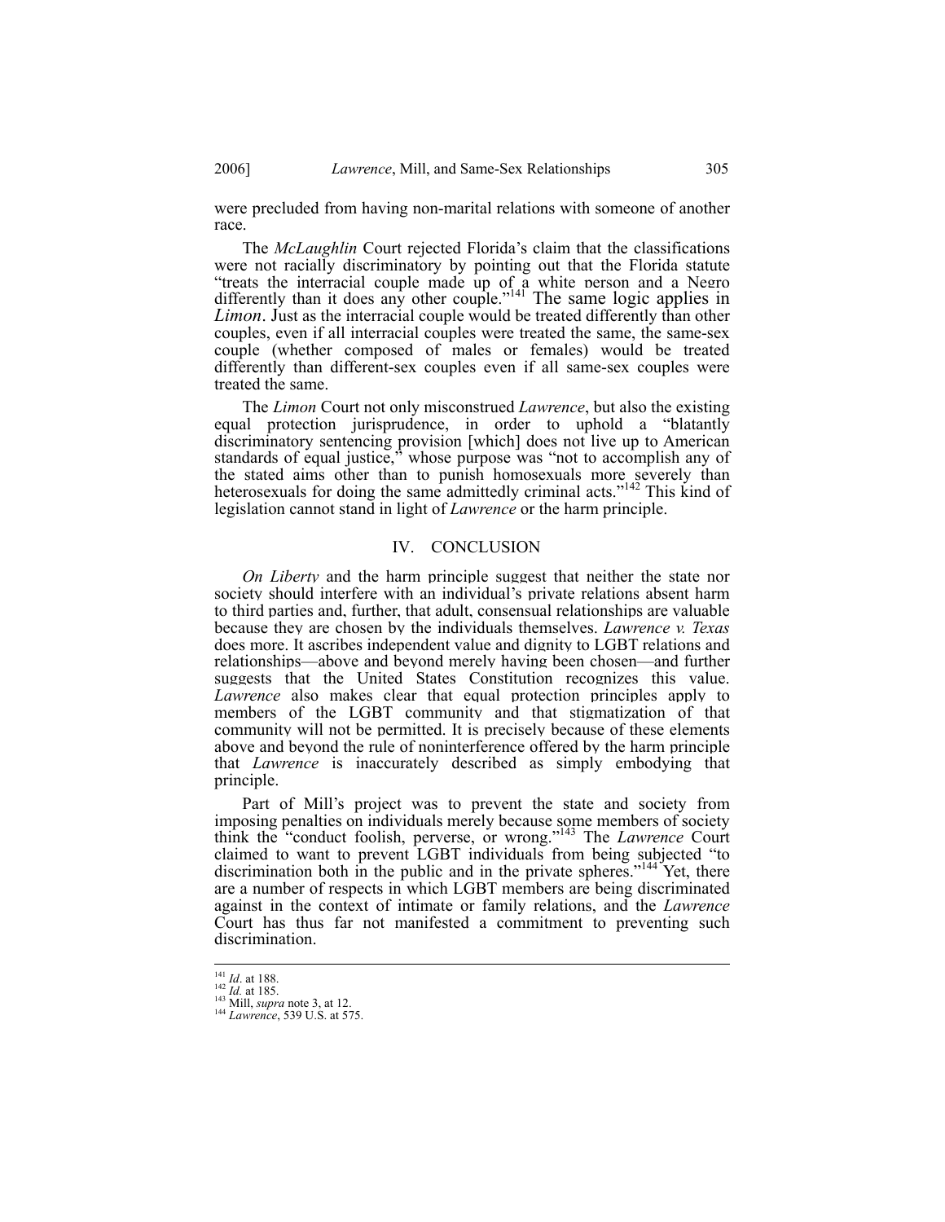were precluded from having non-marital relations with someone of another race.

The *McLaughlin* Court rejected Florida's claim that the classifications were not racially discriminatory by pointing out that the Florida statute "treats the interracial couple made up of a white person and a Negro differently than it does any other couple."[141] The same logic applies in *Limon*. Just as the interracial couple would be treated differently than other couples, even if all interracial couples were treated the same, the same-sex couple (whether composed of males or females) would be treated differently than different-sex couples even if all same-sex couples were treated the same.

The *Limon* Court not only misconstrued *Lawrence*, but also the existing equal protection jurisprudence, in order to uphold a "blatantly discriminatory sentencing provision [which] does not live up to American standards of equal justice," whose purpose was "not to accomplish any of the stated aims other than to punish homosexuals more severely than heterosexuals for doing the same admittedly criminal acts."[142] This kind of legislation cannot stand in light of *Lawrence* or the harm principle.

## IV. CONCLUSION

*On Liberty* and the harm principle suggest that neither the state nor society should interfere with an individual's private relations absent harm to third parties and, further, that adult, consensual relationships are valuable because they are chosen by the individuals themselves. *Lawrence v. Texas* does more. It ascribes independent value and dignity to LGBT relations and relationships—above and beyond merely having been chosen—and further suggests that the United States Constitution recognizes this value. *Lawrence* also makes clear that equal protection principles apply to members of the LGBT community and that stigmatization of that community will not be permitted. It is precisely because of these elements above and beyond the rule of noninterference offered by the harm principle that *Lawrence* is inaccurately described as simply embodying that principle.

Part of Mill's project was to prevent the state and society from imposing penalties on individuals merely because some members of society think the "conduct foolish, perverse, or wrong."[143] The *Lawrence* Court claimed to want to prevent LGBT individuals from being subjected "to discrimination both in the public and in the private spheres."[144] Yet, there are a number of respects in which LGBT members are being discriminated against in the context of intimate or family relations, and the *Lawrence* Court has thus far not manifested a commitment to preventing such discrimination.

---

[141] *Id*. at 188.
[142] *Id.* at 185.
[143] Mill, *supra* note 3, at 12.
[144] *Lawrence*, 539 U.S. at 575.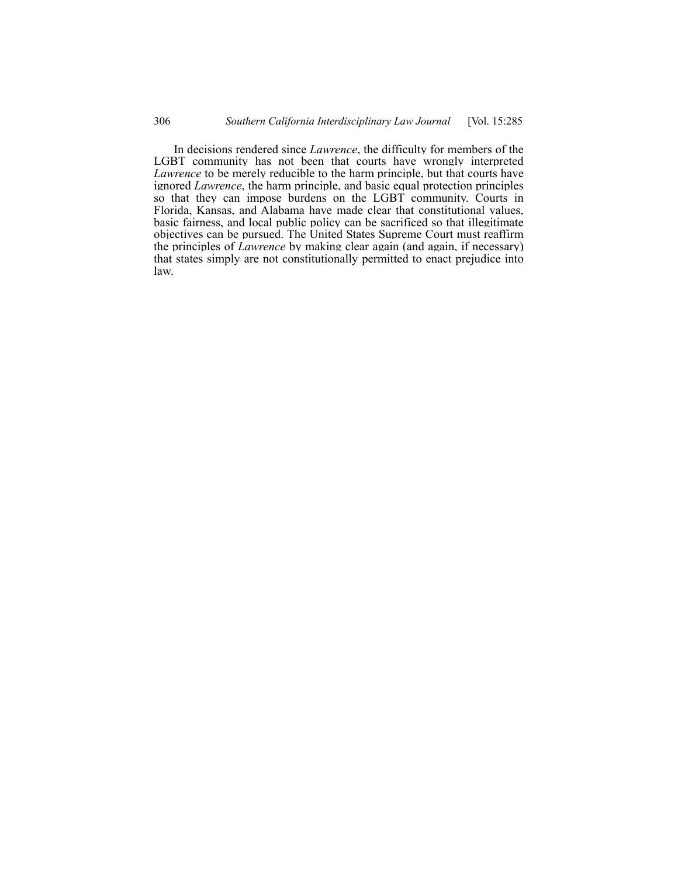In decisions rendered since *Lawrence*, the difficulty for members of the LGBT community has not been that courts have wrongly interpreted *Lawrence* to be merely reducible to the harm principle, but that courts have ignored *Lawrence*, the harm principle, and basic equal protection principles so that they can impose burdens on the LGBT community. Courts in Florida, Kansas, and Alabama have made clear that constitutional values, basic fairness, and local public policy can be sacrificed so that illegitimate objectives can be pursued. The United States Supreme Court must reaffirm the principles of *Lawrence* by making clear again (and again, if necessary) that states simply are not constitutionally permitted to enact prejudice into law.